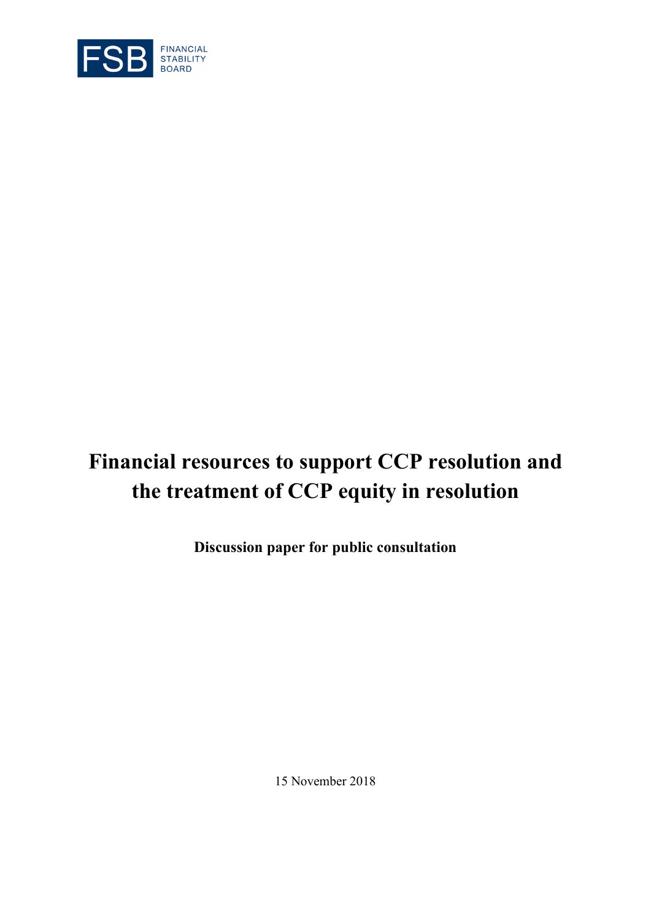FSB FINANCIAL STABILITY BOARD

# Financial resources to support CCP resolution and the treatment of CCP equity in resolution

**Discussion paper for public consultation**

15 November 2018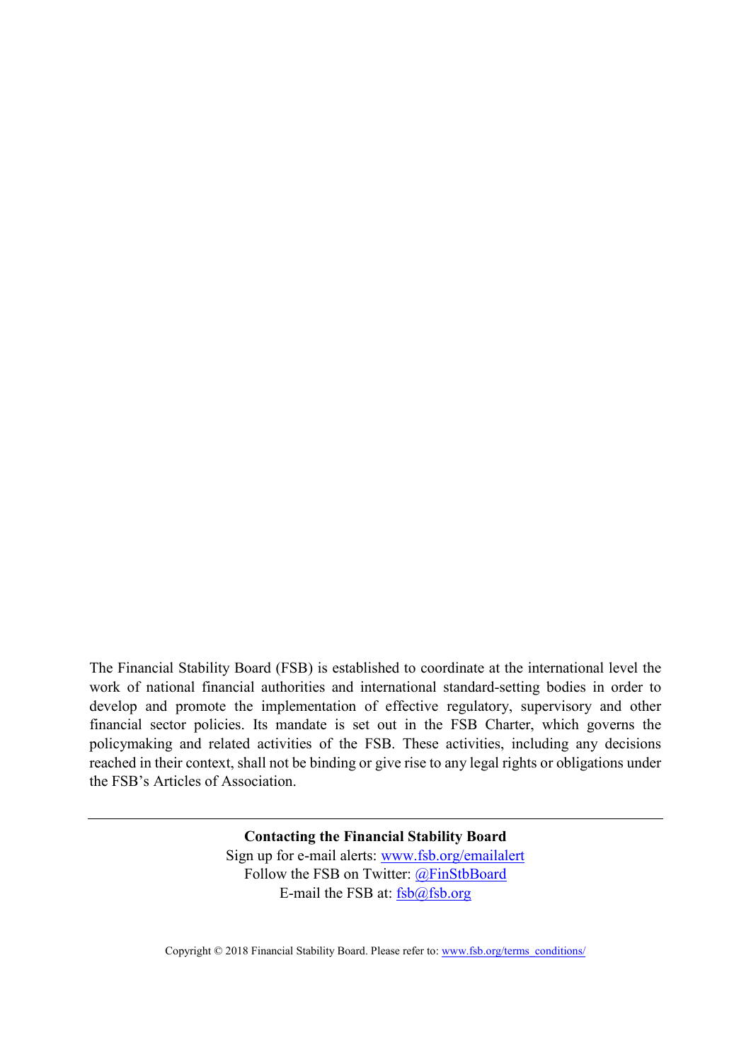The Financial Stability Board (FSB) is established to coordinate at the international level the work of national financial authorities and international standard-setting bodies in order to develop and promote the implementation of effective regulatory, supervisory and other financial sector policies. Its mandate is set out in the FSB Charter, which governs the policymaking and related activities of the FSB. These activities, including any decisions reached in their context, shall not be binding or give rise to any legal rights or obligations under the FSB's Articles of Association.

---

**Contacting the Financial Stability Board**

Sign up for e-mail alerts: www.fsb.org/emailalert

Follow the FSB on Twitter: @FinStbBoard

E-mail the FSB at: fsb@fsb.org

Copyright © 2018 Financial Stability Board. Please refer to: www.fsb.org/terms_conditions/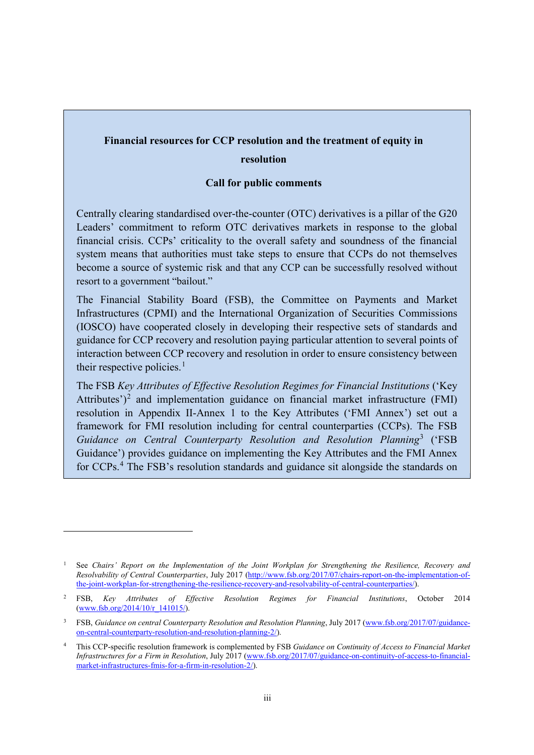**Financial resources for CCP resolution and the treatment of equity in resolution**

**Call for public comments**

Centrally clearing standardised over-the-counter (OTC) derivatives is a pillar of the G20 Leaders' commitment to reform OTC derivatives markets in response to the global financial crisis. CCPs' criticality to the overall safety and soundness of the financial system means that authorities must take steps to ensure that CCPs do not themselves become a source of systemic risk and that any CCP can be successfully resolved without resort to a government "bailout."

The Financial Stability Board (FSB), the Committee on Payments and Market Infrastructures (CPMI) and the International Organization of Securities Commissions (IOSCO) have cooperated closely in developing their respective sets of standards and guidance for CCP recovery and resolution paying particular attention to several points of interaction between CCP recovery and resolution in order to ensure consistency between their respective policies.[1]

The FSB *Key Attributes of Effective Resolution Regimes for Financial Institutions* ('Key Attributes')[2] and implementation guidance on financial market infrastructure (FMI) resolution in Appendix II-Annex 1 to the Key Attributes ('FMI Annex') set out a framework for FMI resolution including for central counterparties (CCPs). The FSB *Guidance on Central Counterparty Resolution and Resolution Planning*[3] ('FSB Guidance') provides guidance on implementing the Key Attributes and the FMI Annex for CCPs.[4] The FSB's resolution standards and guidance sit alongside the standards on

---

[1] See *Chairs' Report on the Implementation of the Joint Workplan for Strengthening the Resilience, Recovery and Resolvability of Central Counterparties*, July 2017 (http://www.fsb.org/2017/07/chairs-report-on-the-implementation-of-the-joint-workplan-for-strengthening-the-resilience-recovery-and-resolvability-of-central-counterparties/).

[2] FSB, *Key Attributes of Effective Resolution Regimes for Financial Institutions*, October 2014 (www.fsb.org/2014/10/r_141015/).

[3] FSB, *Guidance on central Counterparty Resolution and Resolution Planning*, July 2017 (www.fsb.org/2017/07/guidance-on-central-counterparty-resolution-and-resolution-planning-2/).

[4] This CCP-specific resolution framework is complemented by FSB *Guidance on Continuity of Access to Financial Market Infrastructures for a Firm in Resolution*, July 2017 (www.fsb.org/2017/07/guidance-on-continuity-of-access-to-financial-market-infrastructures-fmis-for-a-firm-in-resolution-2/).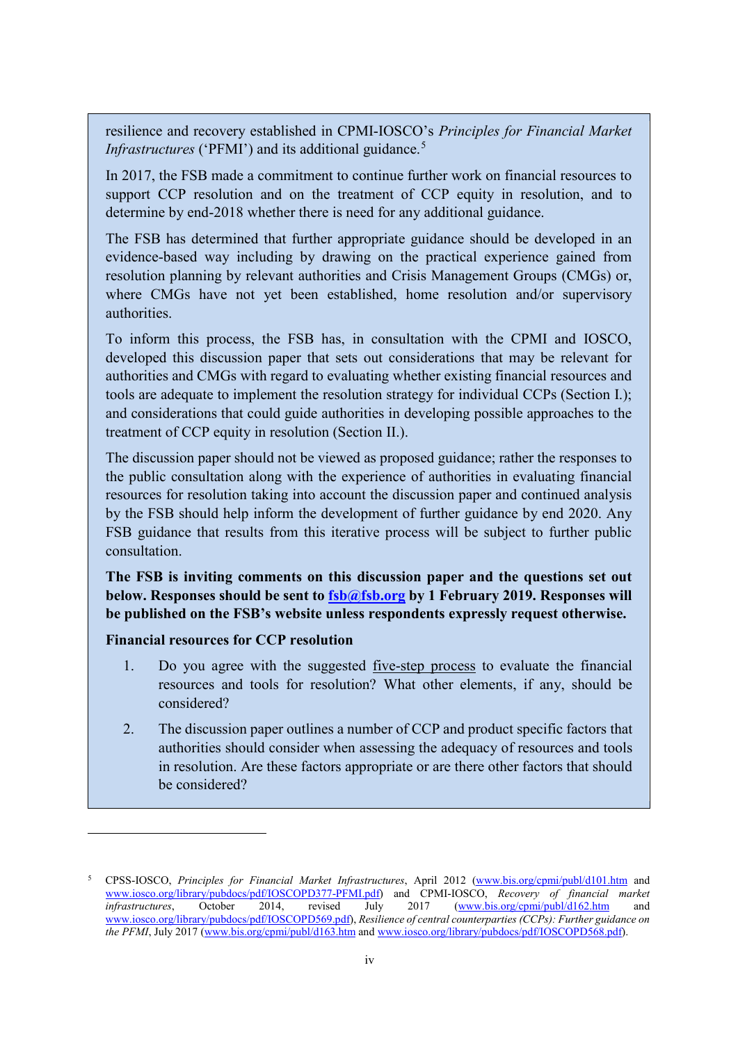resilience and recovery established in CPMI-IOSCO's *Principles for Financial Market Infrastructures* ('PFMI') and its additional guidance.[5]

In 2017, the FSB made a commitment to continue further work on financial resources to support CCP resolution and on the treatment of CCP equity in resolution, and to determine by end-2018 whether there is need for any additional guidance.

The FSB has determined that further appropriate guidance should be developed in an evidence-based way including by drawing on the practical experience gained from resolution planning by relevant authorities and Crisis Management Groups (CMGs) or, where CMGs have not yet been established, home resolution and/or supervisory authorities.

To inform this process, the FSB has, in consultation with the CPMI and IOSCO, developed this discussion paper that sets out considerations that may be relevant for authorities and CMGs with regard to evaluating whether existing financial resources and tools are adequate to implement the resolution strategy for individual CCPs (Section I.); and considerations that could guide authorities in developing possible approaches to the treatment of CCP equity in resolution (Section II.).

The discussion paper should not be viewed as proposed guidance; rather the responses to the public consultation along with the experience of authorities in evaluating financial resources for resolution taking into account the discussion paper and continued analysis by the FSB should help inform the development of further guidance by end 2020. Any FSB guidance that results from this iterative process will be subject to further public consultation.

**The FSB is inviting comments on this discussion paper and the questions set out below. Responses should be sent to [fsb@fsb.org](mailto:fsb@fsb.org) by 1 February 2019. Responses will be published on the FSB's website unless respondents expressly request otherwise.**

**Financial resources for CCP resolution**

1. Do you agree with the suggested five-step process to evaluate the financial resources and tools for resolution? What other elements, if any, should be considered?
2. The discussion paper outlines a number of CCP and product specific factors that authorities should consider when assessing the adequacy of resources and tools in resolution. Are these factors appropriate or are there other factors that should be considered?

---

[5] CPSS-IOSCO, *Principles for Financial Market Infrastructures*, April 2012 (www.bis.org/cpmi/publ/d101.htm and www.iosco.org/library/pubdocs/pdf/IOSCOPD377-PFMI.pdf) and CPMI-IOSCO, *Recovery of financial market infrastructures*, October 2014, revised July 2017 (www.bis.org/cpmi/publ/d162.htm and www.iosco.org/library/pubdocs/pdf/IOSCOPD569.pdf), *Resilience of central counterparties (CCPs): Further guidance on the PFMI*, July 2017 (www.bis.org/cpmi/publ/d163.htm and www.iosco.org/library/pubdocs/pdf/IOSCOPD568.pdf).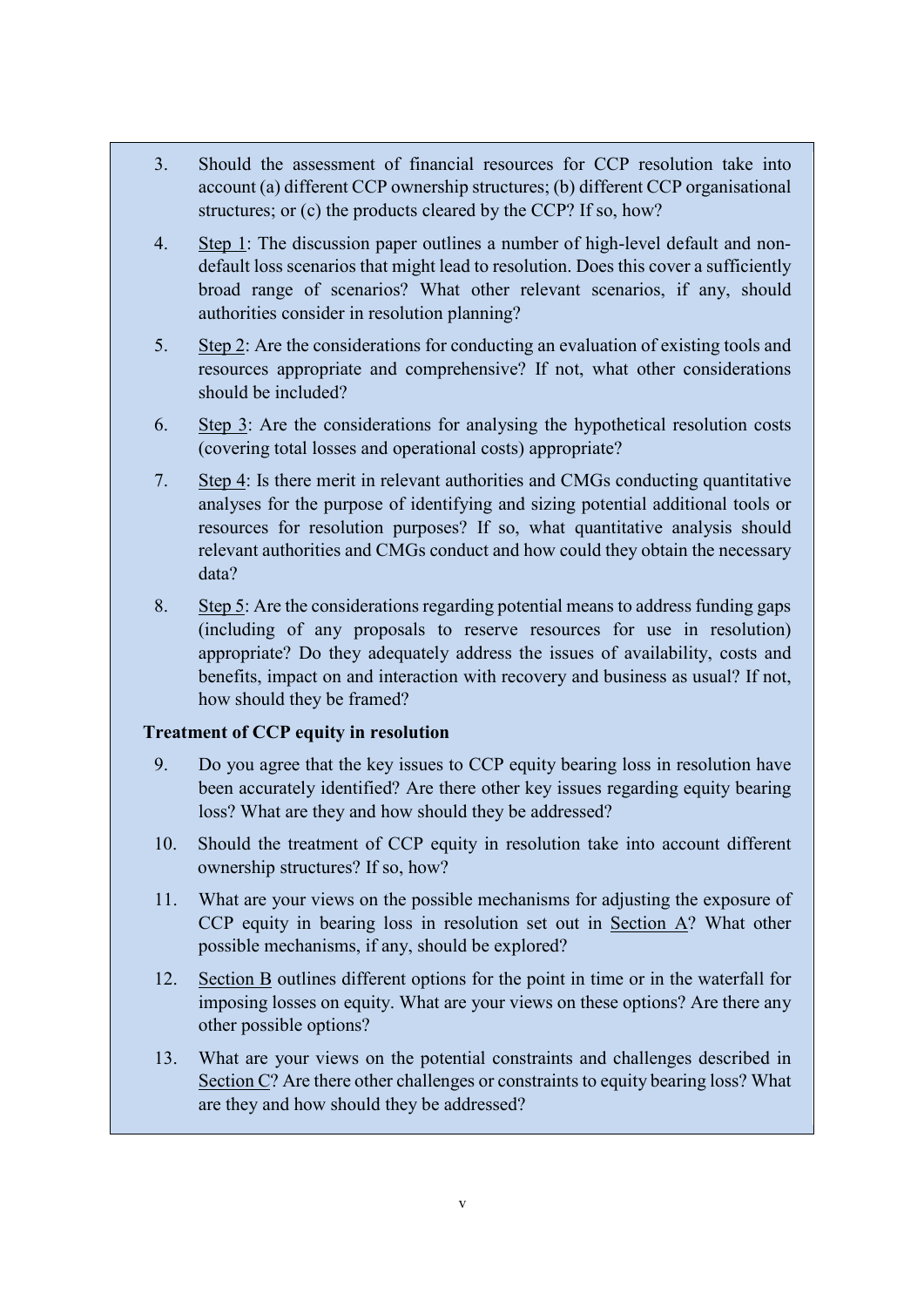3. Should the assessment of financial resources for CCP resolution take into account (a) different CCP ownership structures; (b) different CCP organisational structures; or (c) the products cleared by the CCP? If so, how?

4. Step 1: The discussion paper outlines a number of high-level default and non-default loss scenarios that might lead to resolution. Does this cover a sufficiently broad range of scenarios? What other relevant scenarios, if any, should authorities consider in resolution planning?

5. Step 2: Are the considerations for conducting an evaluation of existing tools and resources appropriate and comprehensive? If not, what other considerations should be included?

6. Step 3: Are the considerations for analysing the hypothetical resolution costs (covering total losses and operational costs) appropriate?

7. Step 4: Is there merit in relevant authorities and CMGs conducting quantitative analyses for the purpose of identifying and sizing potential additional tools or resources for resolution purposes? If so, what quantitative analysis should relevant authorities and CMGs conduct and how could they obtain the necessary data?

8. Step 5: Are the considerations regarding potential means to address funding gaps (including of any proposals to reserve resources for use in resolution) appropriate? Do they adequately address the issues of availability, costs and benefits, impact on and interaction with recovery and business as usual? If not, how should they be framed?

**Treatment of CCP equity in resolution**

9. Do you agree that the key issues to CCP equity bearing loss in resolution have been accurately identified? Are there other key issues regarding equity bearing loss? What are they and how should they be addressed?

10. Should the treatment of CCP equity in resolution take into account different ownership structures? If so, how?

11. What are your views on the possible mechanisms for adjusting the exposure of CCP equity in bearing loss in resolution set out in Section A? What other possible mechanisms, if any, should be explored?

12. Section B outlines different options for the point in time or in the waterfall for imposing losses on equity. What are your views on these options? Are there any other possible options?

13. What are your views on the potential constraints and challenges described in Section C? Are there other challenges or constraints to equity bearing loss? What are they and how should they be addressed?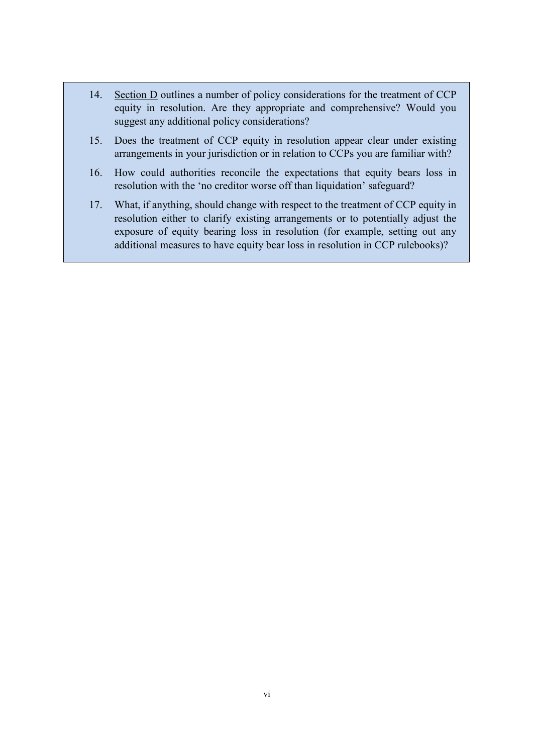14. Section D outlines a number of policy considerations for the treatment of CCP equity in resolution. Are they appropriate and comprehensive? Would you suggest any additional policy considerations?

15. Does the treatment of CCP equity in resolution appear clear under existing arrangements in your jurisdiction or in relation to CCPs you are familiar with?

16. How could authorities reconcile the expectations that equity bears loss in resolution with the 'no creditor worse off than liquidation' safeguard?

17. What, if anything, should change with respect to the treatment of CCP equity in resolution either to clarify existing arrangements or to potentially adjust the exposure of equity bearing loss in resolution (for example, setting out any additional measures to have equity bear loss in resolution in CCP rulebooks)?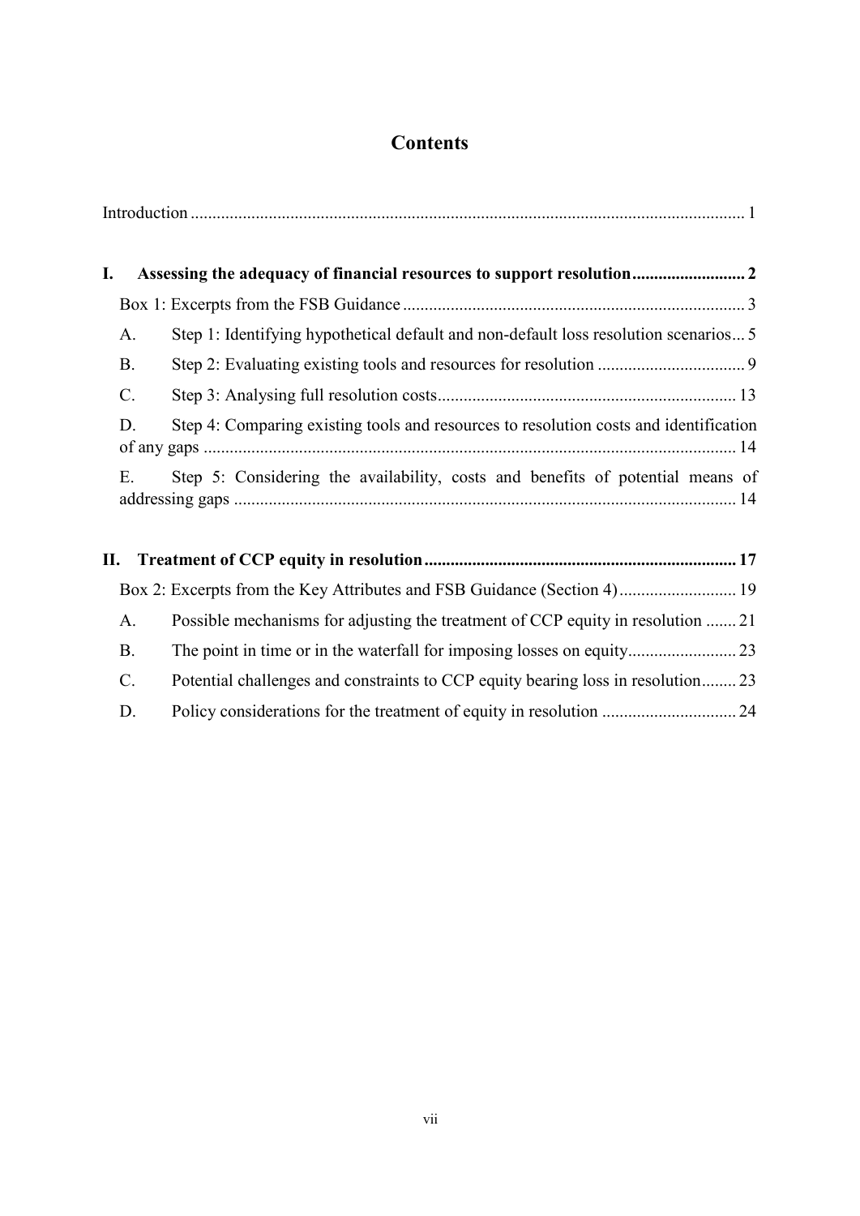# Contents

Introduction ........................................................................................................................ 1

**I. Assessing the adequacy of financial resources to support resolution .......................... 2**

Box 1: Excerpts from the FSB Guidance ............................................................................ 3

A. Step 1: Identifying hypothetical default and non-default loss resolution scenarios ... 5

B. Step 2: Evaluating existing tools and resources for resolution ................................. 9

C. Step 3: Analysing full resolution costs .................................................................... 13

D. Step 4: Comparing existing tools and resources to resolution costs and identification of any gaps ........................................................................................................................ 14

E. Step 5: Considering the availability, costs and benefits of potential means of addressing gaps ................................................................................................................ 14

**II. Treatment of CCP equity in resolution ........................................................................ 17**

Box 2: Excerpts from the Key Attributes and FSB Guidance (Section 4) ........................... 19

A. Possible mechanisms for adjusting the treatment of CCP equity in resolution ....... 21

B. The point in time or in the waterfall for imposing losses on equity ......................... 23

C. Potential challenges and constraints to CCP equity bearing loss in resolution ........ 23

D. Policy considerations for the treatment of equity in resolution ............................... 24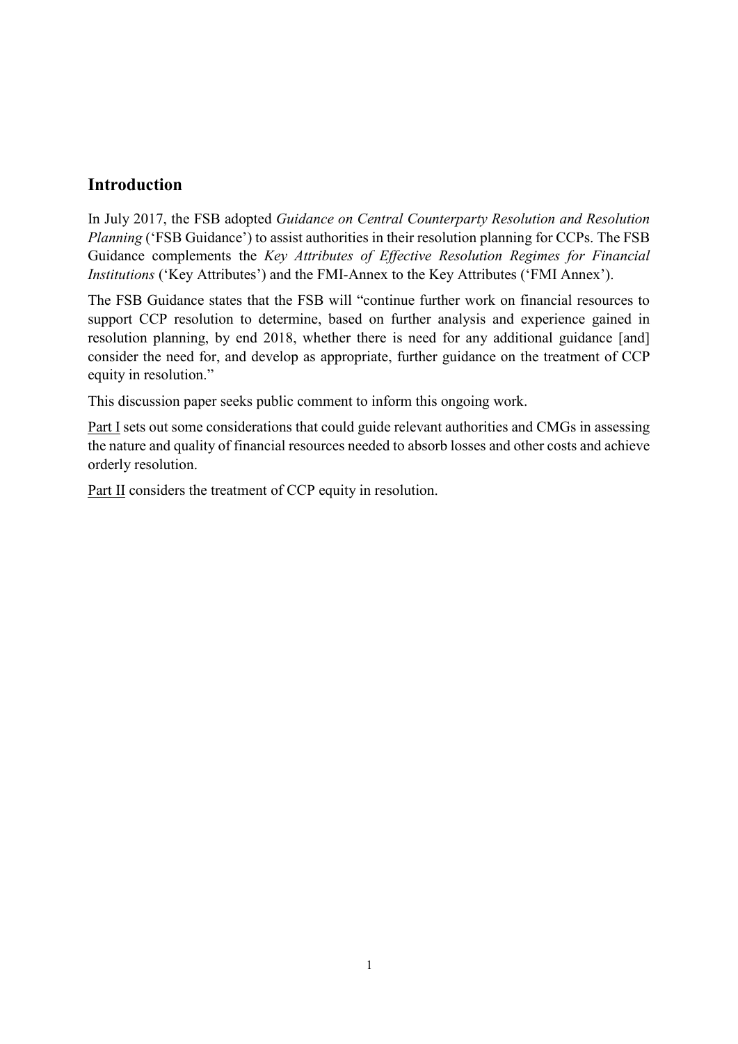## Introduction

In July 2017, the FSB adopted *Guidance on Central Counterparty Resolution and Resolution Planning* ('FSB Guidance') to assist authorities in their resolution planning for CCPs. The FSB Guidance complements the *Key Attributes of Effective Resolution Regimes for Financial Institutions* ('Key Attributes') and the FMI-Annex to the Key Attributes ('FMI Annex').

The FSB Guidance states that the FSB will "continue further work on financial resources to support CCP resolution to determine, based on further analysis and experience gained in resolution planning, by end 2018, whether there is need for any additional guidance [and] consider the need for, and develop as appropriate, further guidance on the treatment of CCP equity in resolution."

This discussion paper seeks public comment to inform this ongoing work.

Part I sets out some considerations that could guide relevant authorities and CMGs in assessing the nature and quality of financial resources needed to absorb losses and other costs and achieve orderly resolution.

Part II considers the treatment of CCP equity in resolution.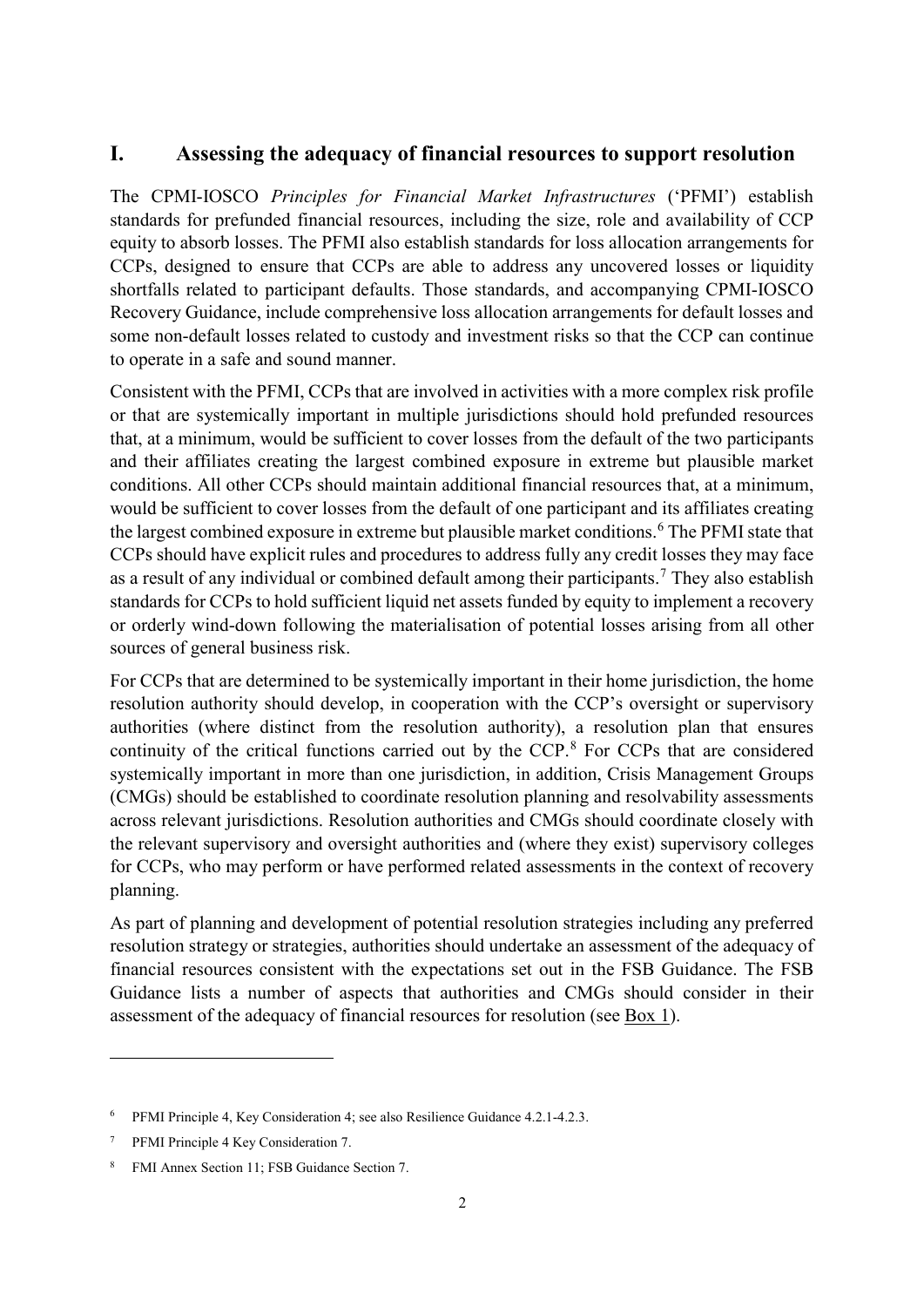## I. Assessing the adequacy of financial resources to support resolution

The CPMI-IOSCO *Principles for Financial Market Infrastructures* ('PFMI') establish standards for prefunded financial resources, including the size, role and availability of CCP equity to absorb losses. The PFMI also establish standards for loss allocation arrangements for CCPs, designed to ensure that CCPs are able to address any uncovered losses or liquidity shortfalls related to participant defaults. Those standards, and accompanying CPMI-IOSCO Recovery Guidance, include comprehensive loss allocation arrangements for default losses and some non-default losses related to custody and investment risks so that the CCP can continue to operate in a safe and sound manner.

Consistent with the PFMI, CCPs that are involved in activities with a more complex risk profile or that are systemically important in multiple jurisdictions should hold prefunded resources that, at a minimum, would be sufficient to cover losses from the default of the two participants and their affiliates creating the largest combined exposure in extreme but plausible market conditions. All other CCPs should maintain additional financial resources that, at a minimum, would be sufficient to cover losses from the default of one participant and its affiliates creating the largest combined exposure in extreme but plausible market conditions.[6] The PFMI state that CCPs should have explicit rules and procedures to address fully any credit losses they may face as a result of any individual or combined default among their participants.[7] They also establish standards for CCPs to hold sufficient liquid net assets funded by equity to implement a recovery or orderly wind-down following the materialisation of potential losses arising from all other sources of general business risk.

For CCPs that are determined to be systemically important in their home jurisdiction, the home resolution authority should develop, in cooperation with the CCP's oversight or supervisory authorities (where distinct from the resolution authority), a resolution plan that ensures continuity of the critical functions carried out by the CCP.[8] For CCPs that are considered systemically important in more than one jurisdiction, in addition, Crisis Management Groups (CMGs) should be established to coordinate resolution planning and resolvability assessments across relevant jurisdictions. Resolution authorities and CMGs should coordinate closely with the relevant supervisory and oversight authorities and (where they exist) supervisory colleges for CCPs, who may perform or have performed related assessments in the context of recovery planning.

As part of planning and development of potential resolution strategies including any preferred resolution strategy or strategies, authorities should undertake an assessment of the adequacy of financial resources consistent with the expectations set out in the FSB Guidance. The FSB Guidance lists a number of aspects that authorities and CMGs should consider in their assessment of the adequacy of financial resources for resolution (see Box 1).

---

[6] PFMI Principle 4, Key Consideration 4; see also Resilience Guidance 4.2.1-4.2.3.

[7] PFMI Principle 4 Key Consideration 7.

[8] FMI Annex Section 11; FSB Guidance Section 7.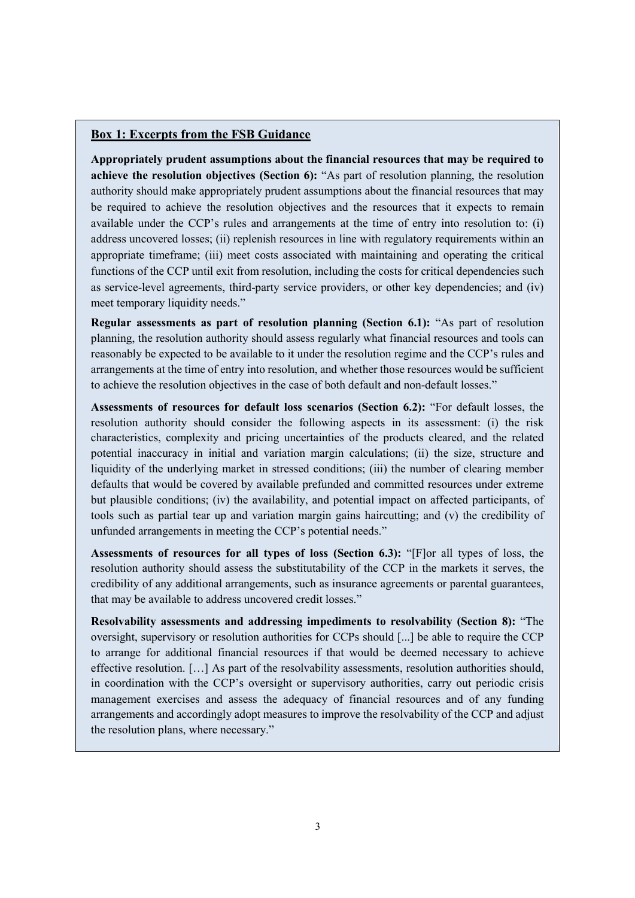**Box 1: Excerpts from the FSB Guidance**

**Appropriately prudent assumptions about the financial resources that may be required to achieve the resolution objectives (Section 6):** "As part of resolution planning, the resolution authority should make appropriately prudent assumptions about the financial resources that may be required to achieve the resolution objectives and the resources that it expects to remain available under the CCP's rules and arrangements at the time of entry into resolution to: (i) address uncovered losses; (ii) replenish resources in line with regulatory requirements within an appropriate timeframe; (iii) meet costs associated with maintaining and operating the critical functions of the CCP until exit from resolution, including the costs for critical dependencies such as service-level agreements, third-party service providers, or other key dependencies; and (iv) meet temporary liquidity needs."

**Regular assessments as part of resolution planning (Section 6.1):** "As part of resolution planning, the resolution authority should assess regularly what financial resources and tools can reasonably be expected to be available to it under the resolution regime and the CCP's rules and arrangements at the time of entry into resolution, and whether those resources would be sufficient to achieve the resolution objectives in the case of both default and non-default losses."

**Assessments of resources for default loss scenarios (Section 6.2):** "For default losses, the resolution authority should consider the following aspects in its assessment: (i) the risk characteristics, complexity and pricing uncertainties of the products cleared, and the related potential inaccuracy in initial and variation margin calculations; (ii) the size, structure and liquidity of the underlying market in stressed conditions; (iii) the number of clearing member defaults that would be covered by available prefunded and committed resources under extreme but plausible conditions; (iv) the availability, and potential impact on affected participants, of tools such as partial tear up and variation margin gains haircutting; and (v) the credibility of unfunded arrangements in meeting the CCP's potential needs."

**Assessments of resources for all types of loss (Section 6.3):** "[F]or all types of loss, the resolution authority should assess the substitutability of the CCP in the markets it serves, the credibility of any additional arrangements, such as insurance agreements or parental guarantees, that may be available to address uncovered credit losses."

**Resolvability assessments and addressing impediments to resolvability (Section 8):** "The oversight, supervisory or resolution authorities for CCPs should [...] be able to require the CCP to arrange for additional financial resources if that would be deemed necessary to achieve effective resolution. […] As part of the resolvability assessments, resolution authorities should, in coordination with the CCP's oversight or supervisory authorities, carry out periodic crisis management exercises and assess the adequacy of financial resources and of any funding arrangements and accordingly adopt measures to improve the resolvability of the CCP and adjust the resolution plans, where necessary."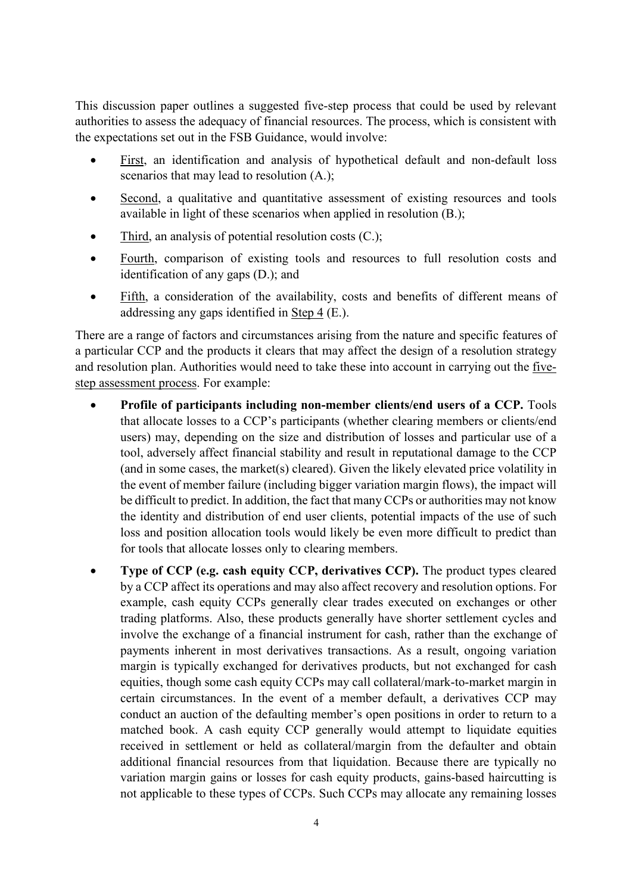This discussion paper outlines a suggested five-step process that could be used by relevant authorities to assess the adequacy of financial resources. The process, which is consistent with the expectations set out in the FSB Guidance, would involve:

- First, an identification and analysis of hypothetical default and non-default loss scenarios that may lead to resolution (A.);
- Second, a qualitative and quantitative assessment of existing resources and tools available in light of these scenarios when applied in resolution (B.);
- Third, an analysis of potential resolution costs (C.);
- Fourth, comparison of existing tools and resources to full resolution costs and identification of any gaps (D.); and
- Fifth, a consideration of the availability, costs and benefits of different means of addressing any gaps identified in Step 4 (E.).

There are a range of factors and circumstances arising from the nature and specific features of a particular CCP and the products it clears that may affect the design of a resolution strategy and resolution plan. Authorities would need to take these into account in carrying out the five-step assessment process. For example:

- **Profile of participants including non-member clients/end users of a CCP.** Tools that allocate losses to a CCP's participants (whether clearing members or clients/end users) may, depending on the size and distribution of losses and particular use of a tool, adversely affect financial stability and result in reputational damage to the CCP (and in some cases, the market(s) cleared). Given the likely elevated price volatility in the event of member failure (including bigger variation margin flows), the impact will be difficult to predict. In addition, the fact that many CCPs or authorities may not know the identity and distribution of end user clients, potential impacts of the use of such loss and position allocation tools would likely be even more difficult to predict than for tools that allocate losses only to clearing members.
- **Type of CCP (e.g. cash equity CCP, derivatives CCP).** The product types cleared by a CCP affect its operations and may also affect recovery and resolution options. For example, cash equity CCPs generally clear trades executed on exchanges or other trading platforms. Also, these products generally have shorter settlement cycles and involve the exchange of a financial instrument for cash, rather than the exchange of payments inherent in most derivatives transactions. As a result, ongoing variation margin is typically exchanged for derivatives products, but not exchanged for cash equities, though some cash equity CCPs may call collateral/mark-to-market margin in certain circumstances. In the event of a member default, a derivatives CCP may conduct an auction of the defaulting member's open positions in order to return to a matched book. A cash equity CCP generally would attempt to liquidate equities received in settlement or held as collateral/margin from the defaulter and obtain additional financial resources from that liquidation. Because there are typically no variation margin gains or losses for cash equity products, gains-based haircutting is not applicable to these types of CCPs. Such CCPs may allocate any remaining losses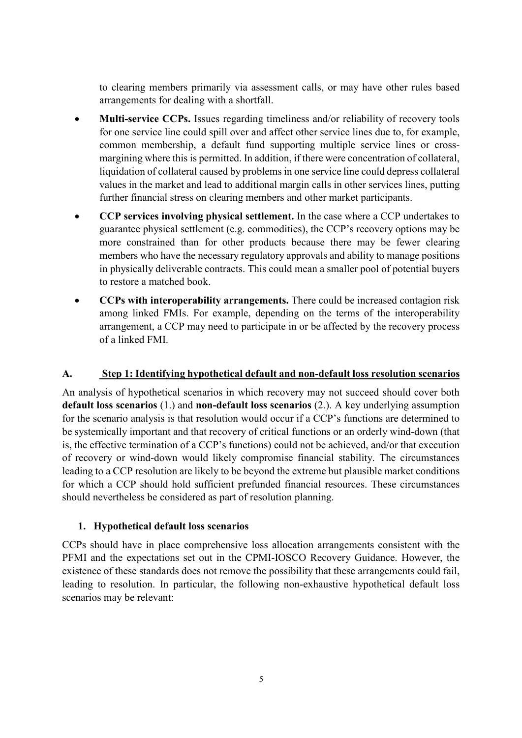to clearing members primarily via assessment calls, or may have other rules based arrangements for dealing with a shortfall.

- **Multi-service CCPs.** Issues regarding timeliness and/or reliability of recovery tools for one service line could spill over and affect other service lines due to, for example, common membership, a default fund supporting multiple service lines or cross-margining where this is permitted. In addition, if there were concentration of collateral, liquidation of collateral caused by problems in one service line could depress collateral values in the market and lead to additional margin calls in other services lines, putting further financial stress on clearing members and other market participants.
- **CCP services involving physical settlement.** In the case where a CCP undertakes to guarantee physical settlement (e.g. commodities), the CCP's recovery options may be more constrained than for other products because there may be fewer clearing members who have the necessary regulatory approvals and ability to manage positions in physically deliverable contracts. This could mean a smaller pool of potential buyers to restore a matched book.
- **CCPs with interoperability arrangements.** There could be increased contagion risk among linked FMIs. For example, depending on the terms of the interoperability arrangement, a CCP may need to participate in or be affected by the recovery process of a linked FMI.

## A. Step 1: Identifying hypothetical default and non-default loss resolution scenarios

An analysis of hypothetical scenarios in which recovery may not succeed should cover both **default loss scenarios** (1.) and **non-default loss scenarios** (2.). A key underlying assumption for the scenario analysis is that resolution would occur if a CCP's functions are determined to be systemically important and that recovery of critical functions or an orderly wind-down (that is, the effective termination of a CCP's functions) could not be achieved, and/or that execution of recovery or wind-down would likely compromise financial stability. The circumstances leading to a CCP resolution are likely to be beyond the extreme but plausible market conditions for which a CCP should hold sufficient prefunded financial resources. These circumstances should nevertheless be considered as part of resolution planning.

### 1. Hypothetical default loss scenarios

CCPs should have in place comprehensive loss allocation arrangements consistent with the PFMI and the expectations set out in the CPMI-IOSCO Recovery Guidance. However, the existence of these standards does not remove the possibility that these arrangements could fail, leading to resolution. In particular, the following non-exhaustive hypothetical default loss scenarios may be relevant: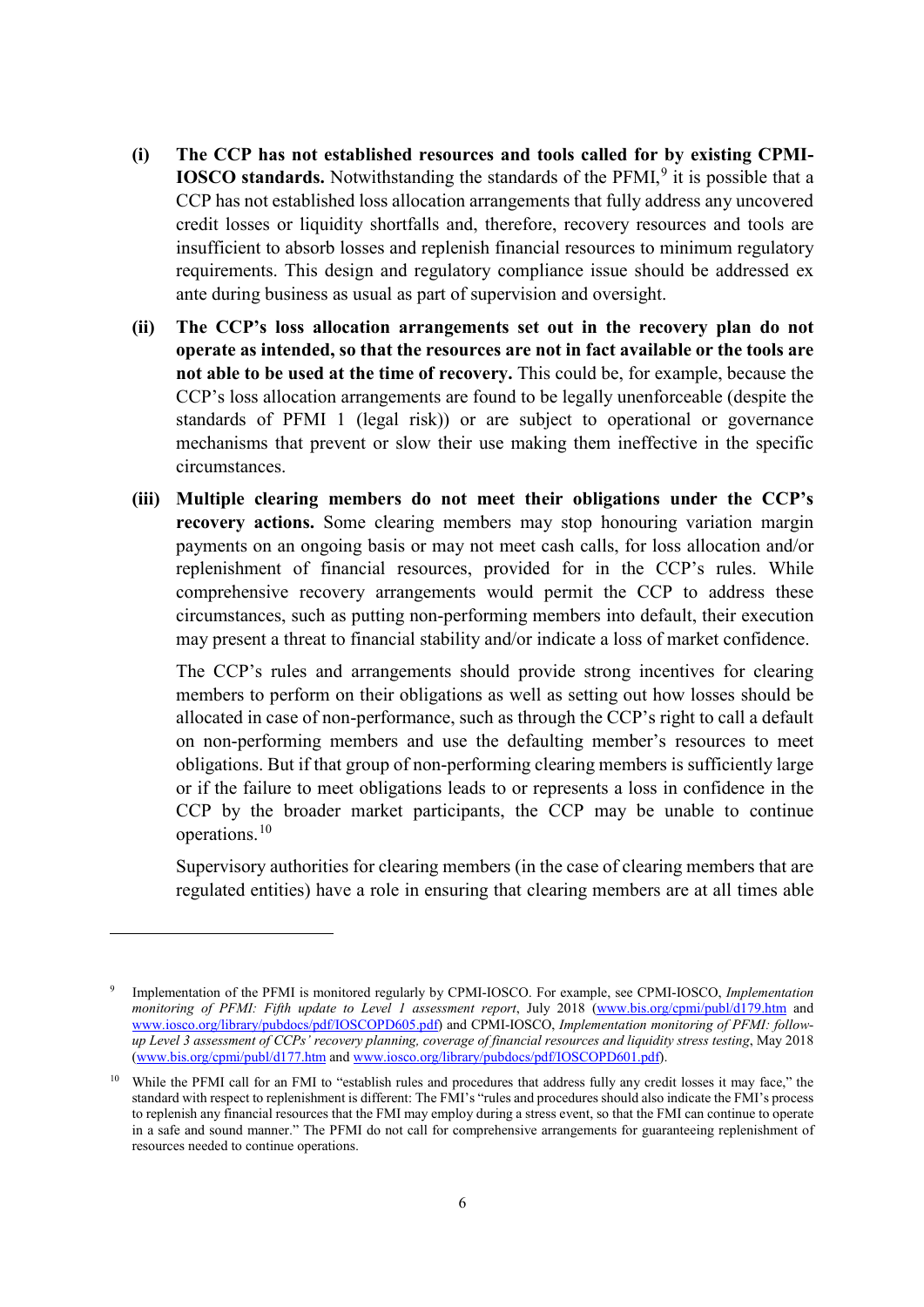**(i) The CCP has not established resources and tools called for by existing CPMI-IOSCO standards.** Notwithstanding the standards of the PFMI,[9] it is possible that a CCP has not established loss allocation arrangements that fully address any uncovered credit losses or liquidity shortfalls and, therefore, recovery resources and tools are insufficient to absorb losses and replenish financial resources to minimum regulatory requirements. This design and regulatory compliance issue should be addressed ex ante during business as usual as part of supervision and oversight.

**(ii) The CCP's loss allocation arrangements set out in the recovery plan do not operate as intended, so that the resources are not in fact available or the tools are not able to be used at the time of recovery.** This could be, for example, because the CCP's loss allocation arrangements are found to be legally unenforceable (despite the standards of PFMI 1 (legal risk)) or are subject to operational or governance mechanisms that prevent or slow their use making them ineffective in the specific circumstances.

**(iii) Multiple clearing members do not meet their obligations under the CCP's recovery actions.** Some clearing members may stop honouring variation margin payments on an ongoing basis or may not meet cash calls, for loss allocation and/or replenishment of financial resources, provided for in the CCP's rules. While comprehensive recovery arrangements would permit the CCP to address these circumstances, such as putting non-performing members into default, their execution may present a threat to financial stability and/or indicate a loss of market confidence.

The CCP's rules and arrangements should provide strong incentives for clearing members to perform on their obligations as well as setting out how losses should be allocated in case of non-performance, such as through the CCP's right to call a default on non-performing members and use the defaulting member's resources to meet obligations. But if that group of non-performing clearing members is sufficiently large or if the failure to meet obligations leads to or represents a loss in confidence in the CCP by the broader market participants, the CCP may be unable to continue operations.[10]

Supervisory authorities for clearing members (in the case of clearing members that are regulated entities) have a role in ensuring that clearing members are at all times able

---

[9] Implementation of the PFMI is monitored regularly by CPMI-IOSCO. For example, see CPMI-IOSCO, *Implementation monitoring of PFMI: Fifth update to Level 1 assessment report*, July 2018 (www.bis.org/cpmi/publ/d179.htm and www.iosco.org/library/pubdocs/pdf/IOSCOPD605.pdf) and CPMI-IOSCO, *Implementation monitoring of PFMI: follow-up Level 3 assessment of CCPs' recovery planning, coverage of financial resources and liquidity stress testing*, May 2018 (www.bis.org/cpmi/publ/d177.htm and www.iosco.org/library/pubdocs/pdf/IOSCOPD601.pdf).

[10] While the PFMI call for an FMI to "establish rules and procedures that address fully any credit losses it may face," the standard with respect to replenishment is different: The FMI's "rules and procedures should also indicate the FMI's process to replenish any financial resources that the FMI may employ during a stress event, so that the FMI can continue to operate in a safe and sound manner." The PFMI do not call for comprehensive arrangements for guaranteeing replenishment of resources needed to continue operations.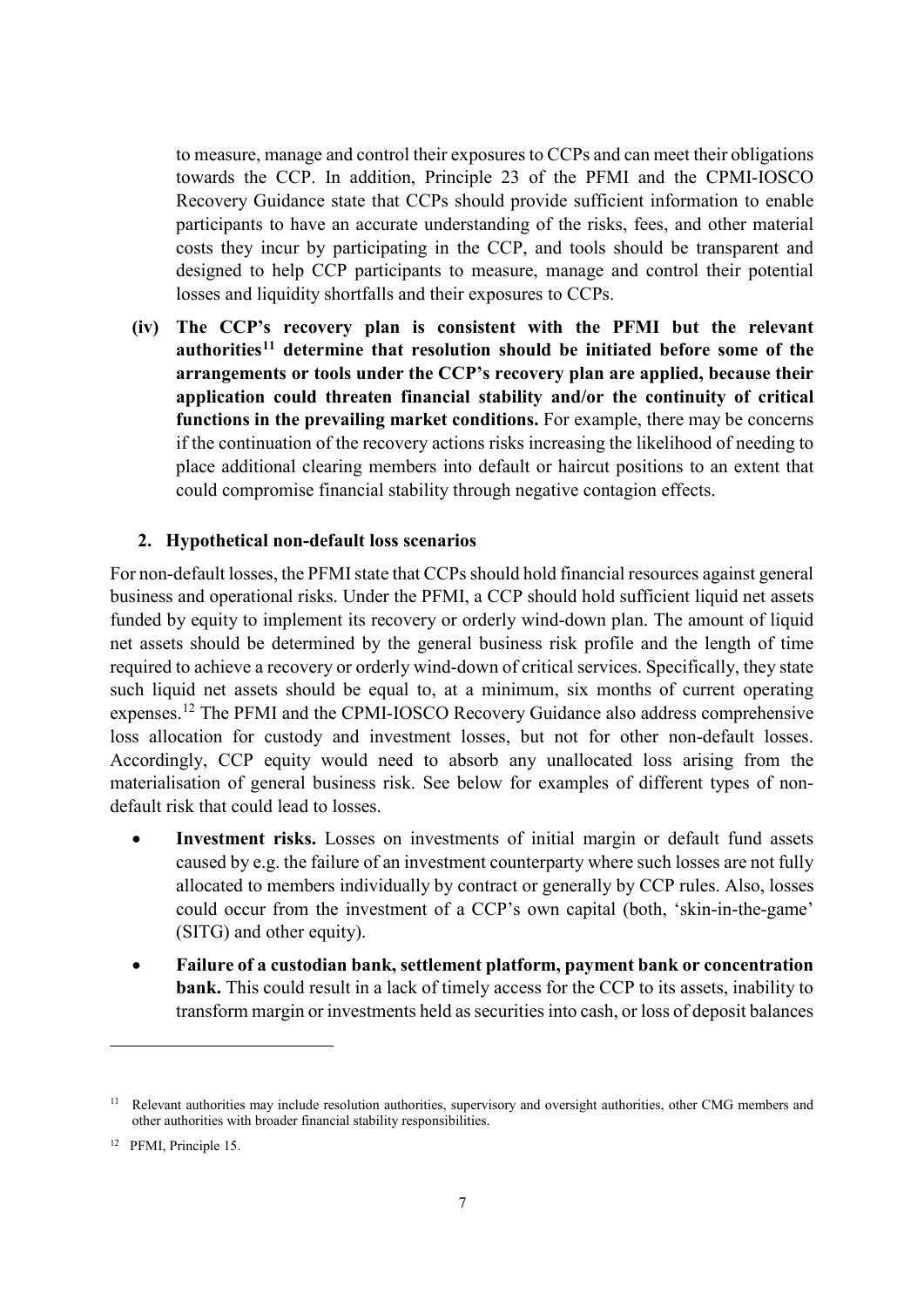to measure, manage and control their exposures to CCPs and can meet their obligations towards the CCP. In addition, Principle 23 of the PFMI and the CPMI-IOSCO Recovery Guidance state that CCPs should provide sufficient information to enable participants to have an accurate understanding of the risks, fees, and other material costs they incur by participating in the CCP, and tools should be transparent and designed to help CCP participants to measure, manage and control their potential losses and liquidity shortfalls and their exposures to CCPs.

**(iv) The CCP's recovery plan is consistent with the PFMI but the relevant authorities[11] determine that resolution should be initiated before some of the arrangements or tools under the CCP's recovery plan are applied, because their application could threaten financial stability and/or the continuity of critical functions in the prevailing market conditions.** For example, there may be concerns if the continuation of the recovery actions risks increasing the likelihood of needing to place additional clearing members into default or haircut positions to an extent that could compromise financial stability through negative contagion effects.

## 2. Hypothetical non-default loss scenarios

For non-default losses, the PFMI state that CCPs should hold financial resources against general business and operational risks. Under the PFMI, a CCP should hold sufficient liquid net assets funded by equity to implement its recovery or orderly wind-down plan. The amount of liquid net assets should be determined by the general business risk profile and the length of time required to achieve a recovery or orderly wind-down of critical services. Specifically, they state such liquid net assets should be equal to, at a minimum, six months of current operating expenses.[12] The PFMI and the CPMI-IOSCO Recovery Guidance also address comprehensive loss allocation for custody and investment losses, but not for other non-default losses. Accordingly, CCP equity would need to absorb any unallocated loss arising from the materialisation of general business risk. See below for examples of different types of non-default risk that could lead to losses.

- **Investment risks.** Losses on investments of initial margin or default fund assets caused by e.g. the failure of an investment counterparty where such losses are not fully allocated to members individually by contract or generally by CCP rules. Also, losses could occur from the investment of a CCP's own capital (both, 'skin-in-the-game' (SITG) and other equity).
- **Failure of a custodian bank, settlement platform, payment bank or concentration bank.** This could result in a lack of timely access for the CCP to its assets, inability to transform margin or investments held as securities into cash, or loss of deposit balances

[11] Relevant authorities may include resolution authorities, supervisory and oversight authorities, other CMG members and other authorities with broader financial stability responsibilities.

[12] PFMI, Principle 15.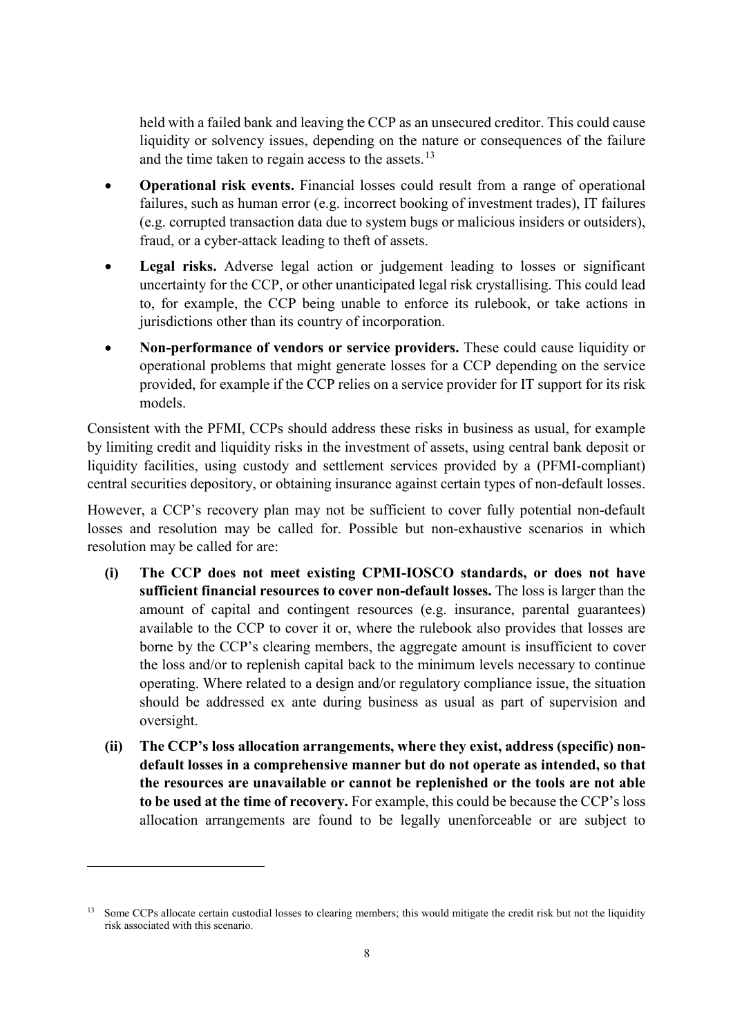held with a failed bank and leaving the CCP as an unsecured creditor. This could cause liquidity or solvency issues, depending on the nature or consequences of the failure and the time taken to regain access to the assets.[13]

- **Operational risk events.** Financial losses could result from a range of operational failures, such as human error (e.g. incorrect booking of investment trades), IT failures (e.g. corrupted transaction data due to system bugs or malicious insiders or outsiders), fraud, or a cyber-attack leading to theft of assets.
- **Legal risks.** Adverse legal action or judgement leading to losses or significant uncertainty for the CCP, or other unanticipated legal risk crystallising. This could lead to, for example, the CCP being unable to enforce its rulebook, or take actions in jurisdictions other than its country of incorporation.
- **Non-performance of vendors or service providers.** These could cause liquidity or operational problems that might generate losses for a CCP depending on the service provided, for example if the CCP relies on a service provider for IT support for its risk models.

Consistent with the PFMI, CCPs should address these risks in business as usual, for example by limiting credit and liquidity risks in the investment of assets, using central bank deposit or liquidity facilities, using custody and settlement services provided by a (PFMI-compliant) central securities depository, or obtaining insurance against certain types of non-default losses.

However, a CCP's recovery plan may not be sufficient to cover fully potential non-default losses and resolution may be called for. Possible but non-exhaustive scenarios in which resolution may be called for are:

**(i) The CCP does not meet existing CPMI-IOSCO standards, or does not have sufficient financial resources to cover non-default losses.** The loss is larger than the amount of capital and contingent resources (e.g. insurance, parental guarantees) available to the CCP to cover it or, where the rulebook also provides that losses are borne by the CCP's clearing members, the aggregate amount is insufficient to cover the loss and/or to replenish capital back to the minimum levels necessary to continue operating. Where related to a design and/or regulatory compliance issue, the situation should be addressed ex ante during business as usual as part of supervision and oversight.

**(ii) The CCP's loss allocation arrangements, where they exist, address (specific) non-default losses in a comprehensive manner but do not operate as intended, so that the resources are unavailable or cannot be replenished or the tools are not able to be used at the time of recovery.** For example, this could be because the CCP's loss allocation arrangements are found to be legally unenforceable or are subject to

[13] Some CCPs allocate certain custodial losses to clearing members; this would mitigate the credit risk but not the liquidity risk associated with this scenario.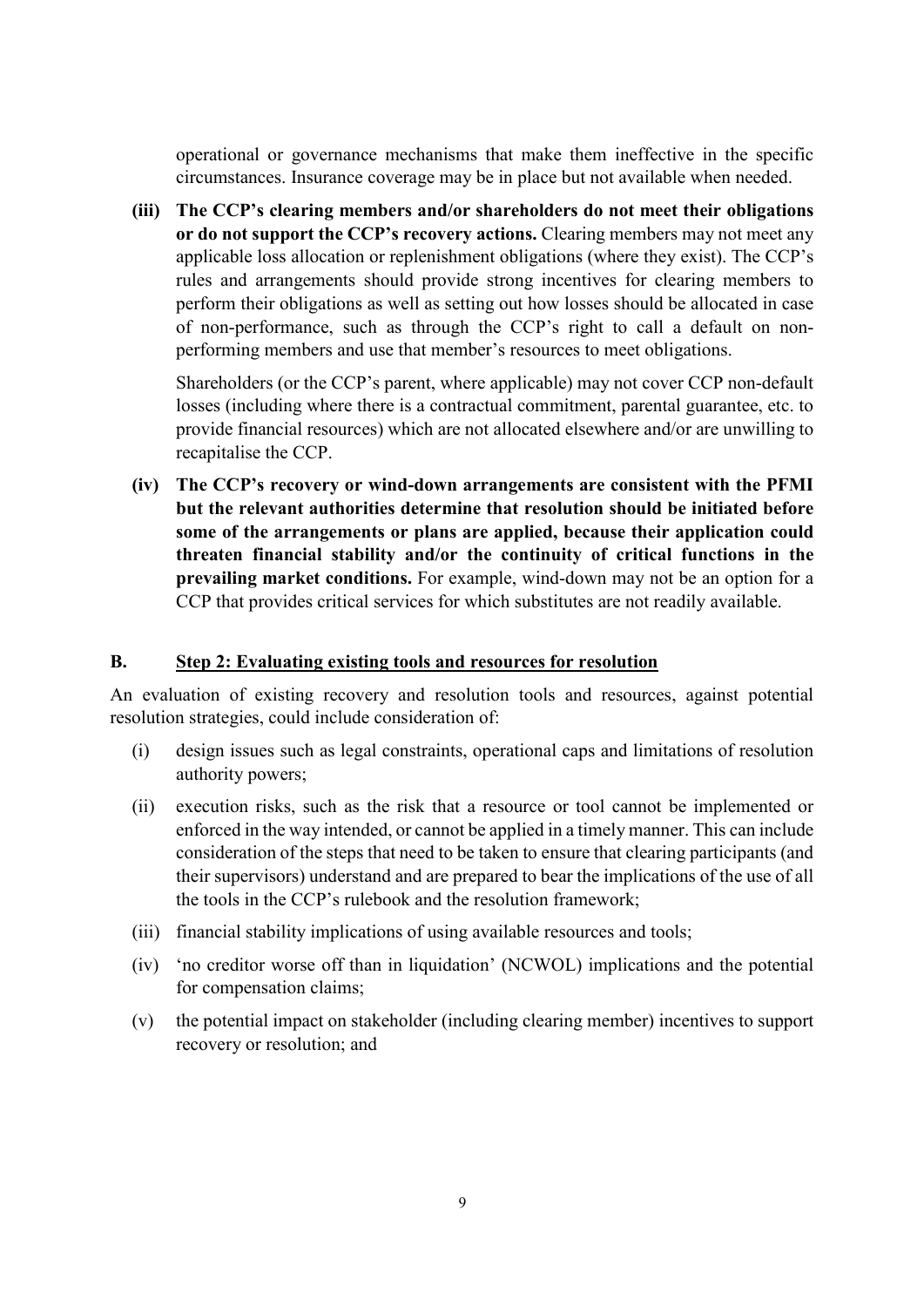operational or governance mechanisms that make them ineffective in the specific circumstances. Insurance coverage may be in place but not available when needed.

**(iii) The CCP's clearing members and/or shareholders do not meet their obligations or do not support the CCP's recovery actions.** Clearing members may not meet any applicable loss allocation or replenishment obligations (where they exist). The CCP's rules and arrangements should provide strong incentives for clearing members to perform their obligations as well as setting out how losses should be allocated in case of non-performance, such as through the CCP's right to call a default on non-performing members and use that member's resources to meet obligations.

Shareholders (or the CCP's parent, where applicable) may not cover CCP non-default losses (including where there is a contractual commitment, parental guarantee, etc. to provide financial resources) which are not allocated elsewhere and/or are unwilling to recapitalise the CCP.

**(iv) The CCP's recovery or wind-down arrangements are consistent with the PFMI but the relevant authorities determine that resolution should be initiated before some of the arrangements or plans are applied, because their application could threaten financial stability and/or the continuity of critical functions in the prevailing market conditions.** For example, wind-down may not be an option for a CCP that provides critical services for which substitutes are not readily available.

## B. Step 2: Evaluating existing tools and resources for resolution

An evaluation of existing recovery and resolution tools and resources, against potential resolution strategies, could include consideration of:

(i) design issues such as legal constraints, operational caps and limitations of resolution authority powers;

(ii) execution risks, such as the risk that a resource or tool cannot be implemented or enforced in the way intended, or cannot be applied in a timely manner. This can include consideration of the steps that need to be taken to ensure that clearing participants (and their supervisors) understand and are prepared to bear the implications of the use of all the tools in the CCP's rulebook and the resolution framework;

(iii) financial stability implications of using available resources and tools;

(iv) 'no creditor worse off than in liquidation' (NCWOL) implications and the potential for compensation claims;

(v) the potential impact on stakeholder (including clearing member) incentives to support recovery or resolution; and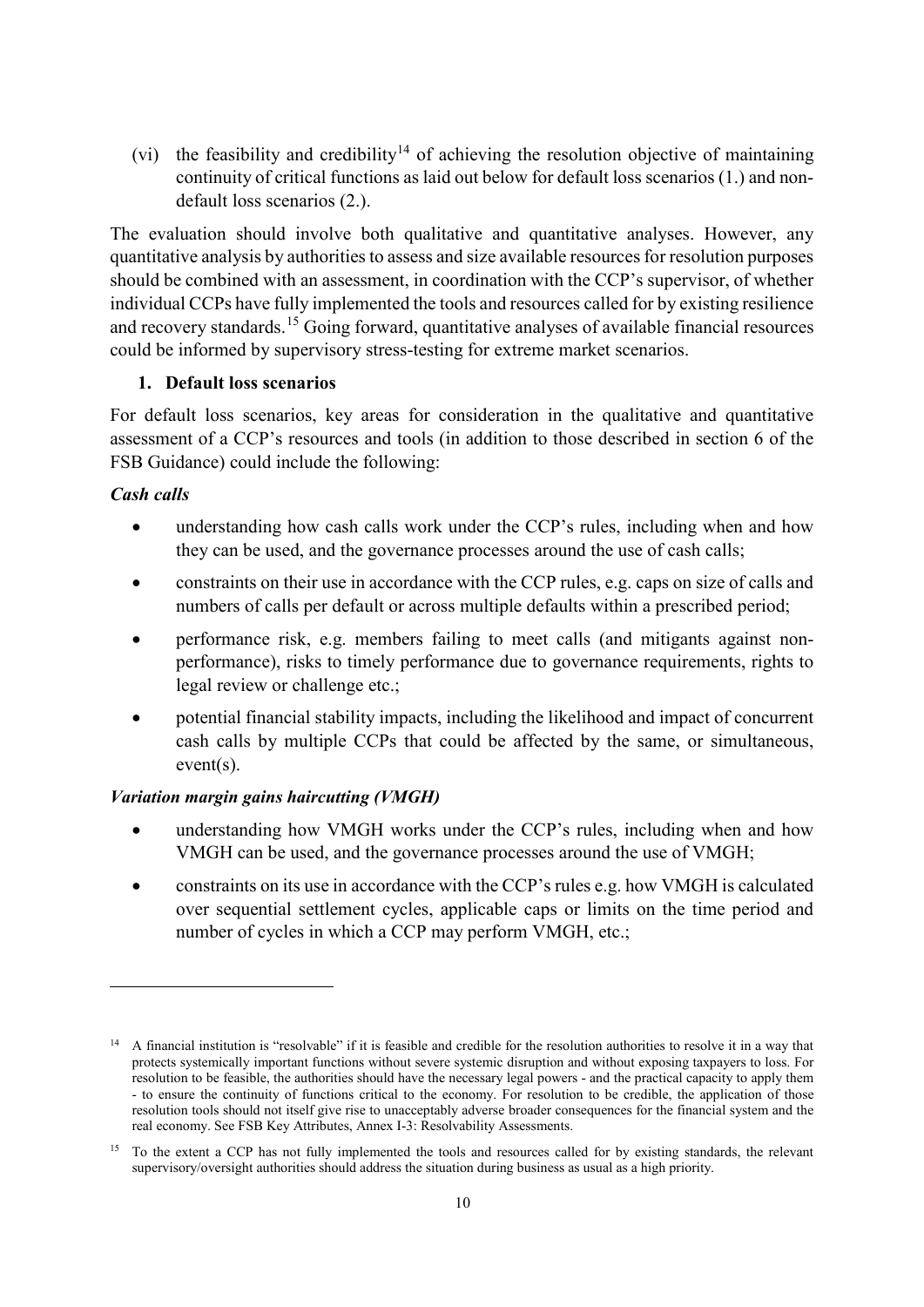(vi) the feasibility and credibility[14] of achieving the resolution objective of maintaining continuity of critical functions as laid out below for default loss scenarios (1.) and non-default loss scenarios (2.).

The evaluation should involve both qualitative and quantitative analyses. However, any quantitative analysis by authorities to assess and size available resources for resolution purposes should be combined with an assessment, in coordination with the CCP's supervisor, of whether individual CCPs have fully implemented the tools and resources called for by existing resilience and recovery standards.[15] Going forward, quantitative analyses of available financial resources could be informed by supervisory stress-testing for extreme market scenarios.

### 1. Default loss scenarios

For default loss scenarios, key areas for consideration in the qualitative and quantitative assessment of a CCP's resources and tools (in addition to those described in section 6 of the FSB Guidance) could include the following:

***Cash calls***

- understanding how cash calls work under the CCP's rules, including when and how they can be used, and the governance processes around the use of cash calls;
- constraints on their use in accordance with the CCP rules, e.g. caps on size of calls and numbers of calls per default or across multiple defaults within a prescribed period;
- performance risk, e.g. members failing to meet calls (and mitigants against non-performance), risks to timely performance due to governance requirements, rights to legal review or challenge etc.;
- potential financial stability impacts, including the likelihood and impact of concurrent cash calls by multiple CCPs that could be affected by the same, or simultaneous, event(s).

***Variation margin gains haircutting (VMGH)***

- understanding how VMGH works under the CCP's rules, including when and how VMGH can be used, and the governance processes around the use of VMGH;
- constraints on its use in accordance with the CCP's rules e.g. how VMGH is calculated over sequential settlement cycles, applicable caps or limits on the time period and number of cycles in which a CCP may perform VMGH, etc.;

---

[14] A financial institution is "resolvable" if it is feasible and credible for the resolution authorities to resolve it in a way that protects systemically important functions without severe systemic disruption and without exposing taxpayers to loss. For resolution to be feasible, the authorities should have the necessary legal powers - and the practical capacity to apply them - to ensure the continuity of functions critical to the economy. For resolution to be credible, the application of those resolution tools should not itself give rise to unacceptably adverse broader consequences for the financial system and the real economy. See FSB Key Attributes, Annex I-3: Resolvability Assessments.

[15] To the extent a CCP has not fully implemented the tools and resources called for by existing standards, the relevant supervisory/oversight authorities should address the situation during business as usual as a high priority.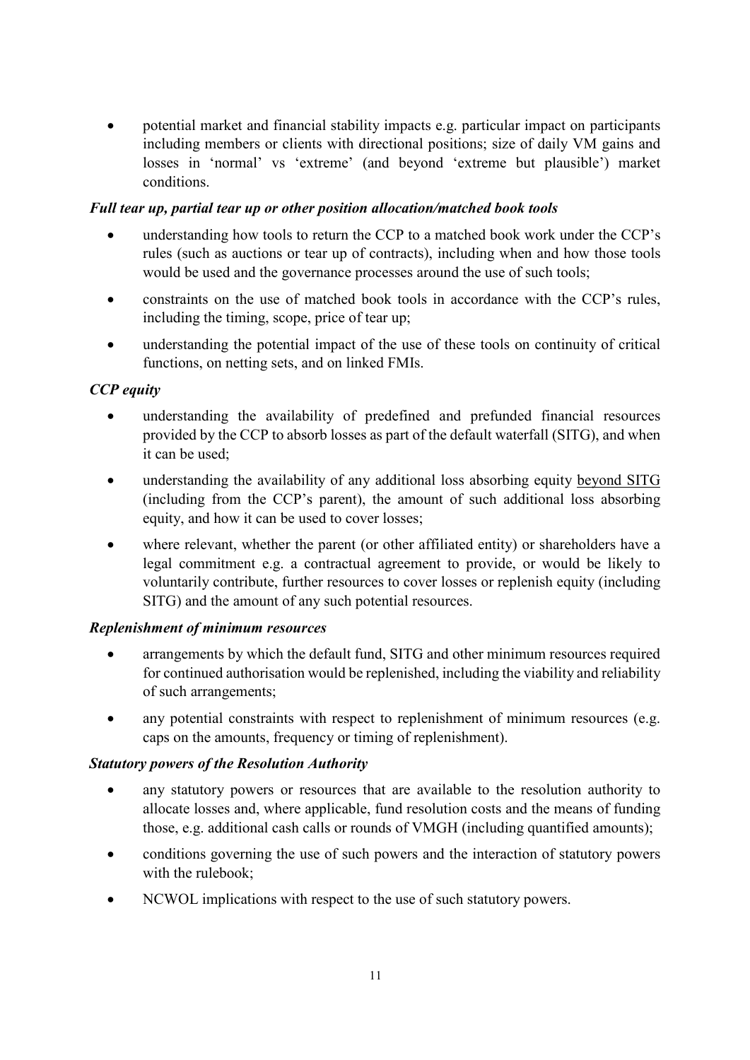- potential market and financial stability impacts e.g. particular impact on participants including members or clients with directional positions; size of daily VM gains and losses in 'normal' vs 'extreme' (and beyond 'extreme but plausible') market conditions.

***Full tear up, partial tear up or other position allocation/matched book tools***

- understanding how tools to return the CCP to a matched book work under the CCP's rules (such as auctions or tear up of contracts), including when and how those tools would be used and the governance processes around the use of such tools;
- constraints on the use of matched book tools in accordance with the CCP's rules, including the timing, scope, price of tear up;
- understanding the potential impact of the use of these tools on continuity of critical functions, on netting sets, and on linked FMIs.

***CCP equity***

- understanding the availability of predefined and prefunded financial resources provided by the CCP to absorb losses as part of the default waterfall (SITG), and when it can be used;
- understanding the availability of any additional loss absorbing equity <u>beyond SITG</u> (including from the CCP's parent), the amount of such additional loss absorbing equity, and how it can be used to cover losses;
- where relevant, whether the parent (or other affiliated entity) or shareholders have a legal commitment e.g. a contractual agreement to provide, or would be likely to voluntarily contribute, further resources to cover losses or replenish equity (including SITG) and the amount of any such potential resources.

***Replenishment of minimum resources***

- arrangements by which the default fund, SITG and other minimum resources required for continued authorisation would be replenished, including the viability and reliability of such arrangements;
- any potential constraints with respect to replenishment of minimum resources (e.g. caps on the amounts, frequency or timing of replenishment).

***Statutory powers of the Resolution Authority***

- any statutory powers or resources that are available to the resolution authority to allocate losses and, where applicable, fund resolution costs and the means of funding those, e.g. additional cash calls or rounds of VMGH (including quantified amounts);
- conditions governing the use of such powers and the interaction of statutory powers with the rulebook;
- NCWOL implications with respect to the use of such statutory powers.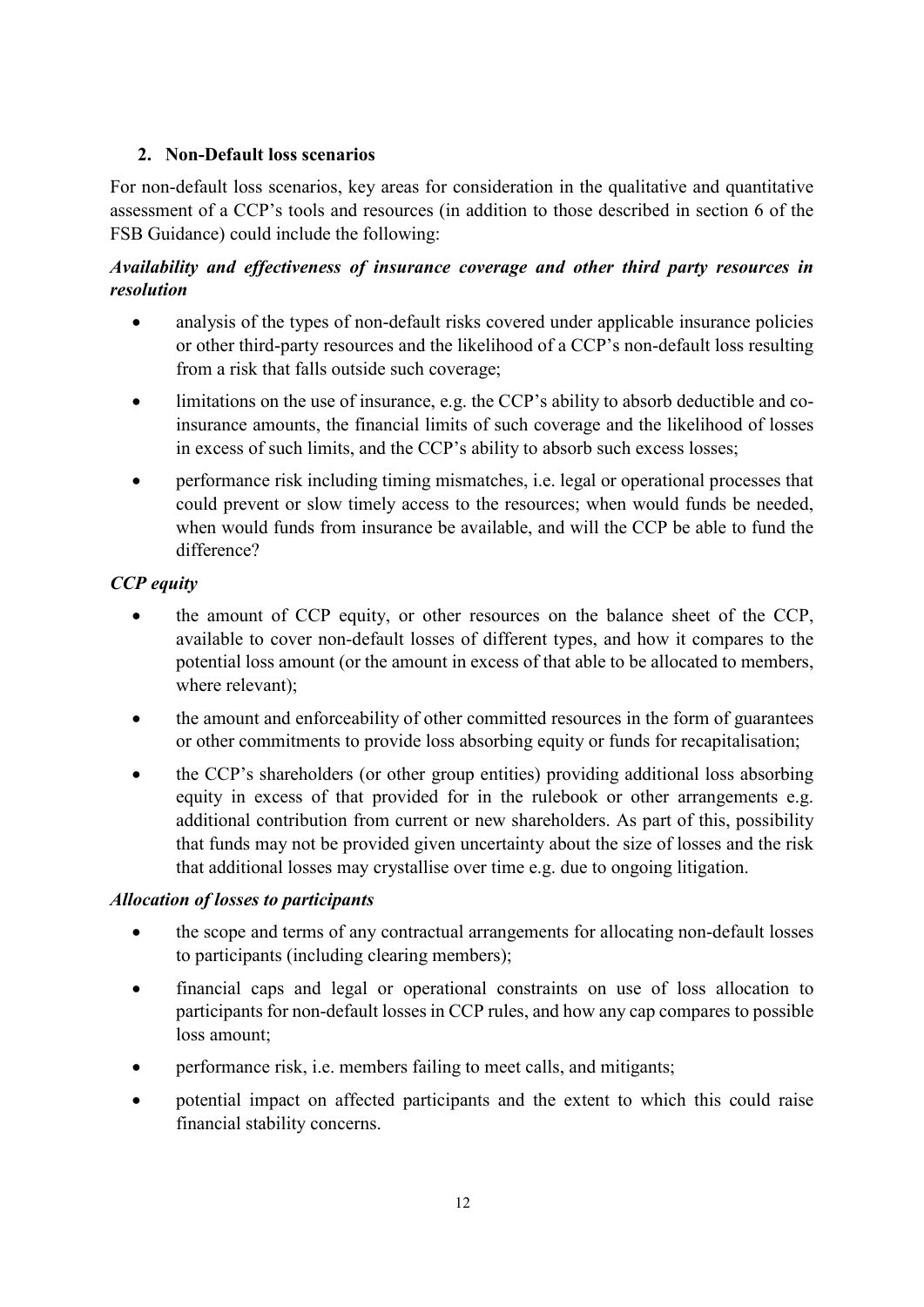## 2. Non-Default loss scenarios

For non-default loss scenarios, key areas for consideration in the qualitative and quantitative assessment of a CCP's tools and resources (in addition to those described in section 6 of the FSB Guidance) could include the following:

***Availability and effectiveness of insurance coverage and other third party resources in resolution***

- analysis of the types of non-default risks covered under applicable insurance policies or other third-party resources and the likelihood of a CCP's non-default loss resulting from a risk that falls outside such coverage;
- limitations on the use of insurance, e.g. the CCP's ability to absorb deductible and co-insurance amounts, the financial limits of such coverage and the likelihood of losses in excess of such limits, and the CCP's ability to absorb such excess losses;
- performance risk including timing mismatches, i.e. legal or operational processes that could prevent or slow timely access to the resources; when would funds be needed, when would funds from insurance be available, and will the CCP be able to fund the difference?

***CCP equity***

- the amount of CCP equity, or other resources on the balance sheet of the CCP, available to cover non-default losses of different types, and how it compares to the potential loss amount (or the amount in excess of that able to be allocated to members, where relevant);
- the amount and enforceability of other committed resources in the form of guarantees or other commitments to provide loss absorbing equity or funds for recapitalisation;
- the CCP's shareholders (or other group entities) providing additional loss absorbing equity in excess of that provided for in the rulebook or other arrangements e.g. additional contribution from current or new shareholders. As part of this, possibility that funds may not be provided given uncertainty about the size of losses and the risk that additional losses may crystallise over time e.g. due to ongoing litigation.

***Allocation of losses to participants***

- the scope and terms of any contractual arrangements for allocating non-default losses to participants (including clearing members);
- financial caps and legal or operational constraints on use of loss allocation to participants for non-default losses in CCP rules, and how any cap compares to possible loss amount;
- performance risk, i.e. members failing to meet calls, and mitigants;
- potential impact on affected participants and the extent to which this could raise financial stability concerns.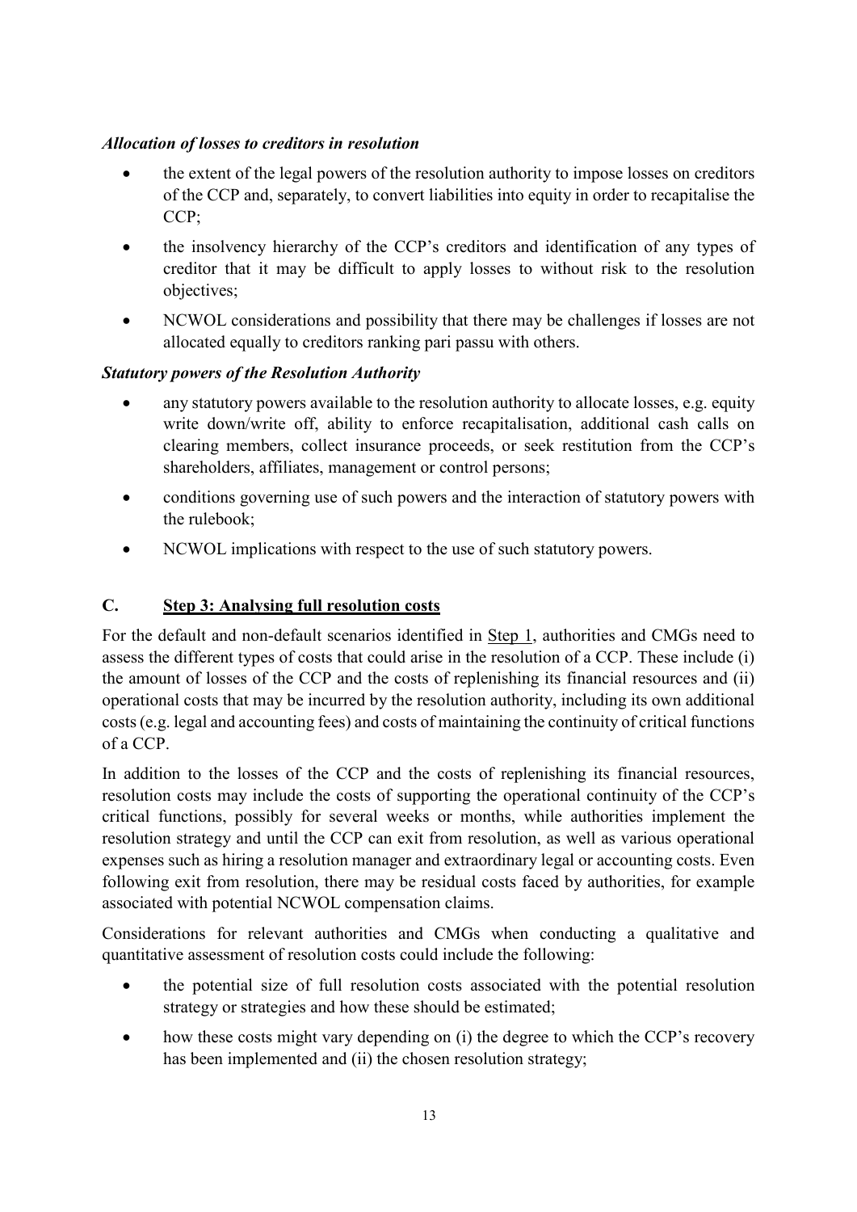***Allocation of losses to creditors in resolution***

- the extent of the legal powers of the resolution authority to impose losses on creditors of the CCP and, separately, to convert liabilities into equity in order to recapitalise the CCP;
- the insolvency hierarchy of the CCP's creditors and identification of any types of creditor that it may be difficult to apply losses to without risk to the resolution objectives;
- NCWOL considerations and possibility that there may be challenges if losses are not allocated equally to creditors ranking pari passu with others.

***Statutory powers of the Resolution Authority***

- any statutory powers available to the resolution authority to allocate losses, e.g. equity write down/write off, ability to enforce recapitalisation, additional cash calls on clearing members, collect insurance proceeds, or seek restitution from the CCP's shareholders, affiliates, management or control persons;
- conditions governing use of such powers and the interaction of statutory powers with the rulebook;
- NCWOL implications with respect to the use of such statutory powers.

## C. Step 3: Analysing full resolution costs

For the default and non-default scenarios identified in Step 1, authorities and CMGs need to assess the different types of costs that could arise in the resolution of a CCP. These include (i) the amount of losses of the CCP and the costs of replenishing its financial resources and (ii) operational costs that may be incurred by the resolution authority, including its own additional costs (e.g. legal and accounting fees) and costs of maintaining the continuity of critical functions of a CCP.

In addition to the losses of the CCP and the costs of replenishing its financial resources, resolution costs may include the costs of supporting the operational continuity of the CCP's critical functions, possibly for several weeks or months, while authorities implement the resolution strategy and until the CCP can exit from resolution, as well as various operational expenses such as hiring a resolution manager and extraordinary legal or accounting costs. Even following exit from resolution, there may be residual costs faced by authorities, for example associated with potential NCWOL compensation claims.

Considerations for relevant authorities and CMGs when conducting a qualitative and quantitative assessment of resolution costs could include the following:

- the potential size of full resolution costs associated with the potential resolution strategy or strategies and how these should be estimated;
- how these costs might vary depending on (i) the degree to which the CCP's recovery has been implemented and (ii) the chosen resolution strategy;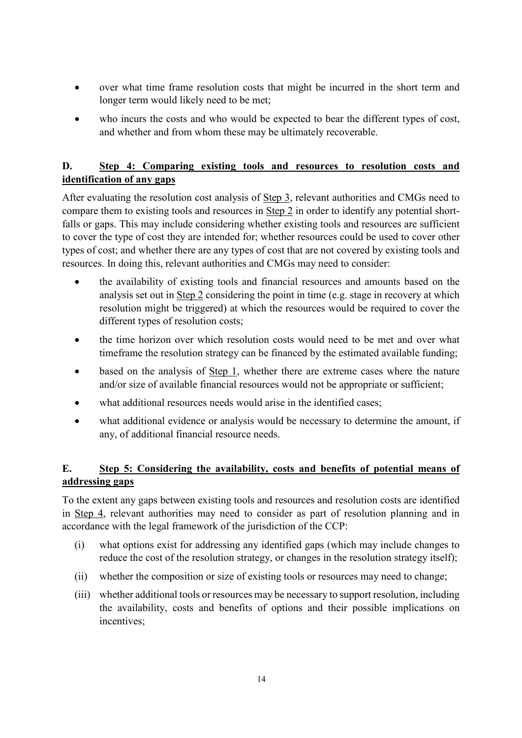- over what time frame resolution costs that might be incurred in the short term and longer term would likely need to be met;
- who incurs the costs and who would be expected to bear the different types of cost, and whether and from whom these may be ultimately recoverable.

## D. Step 4: Comparing existing tools and resources to resolution costs and identification of any gaps

After evaluating the resolution cost analysis of Step 3, relevant authorities and CMGs need to compare them to existing tools and resources in Step 2 in order to identify any potential short-falls or gaps. This may include considering whether existing tools and resources are sufficient to cover the type of cost they are intended for; whether resources could be used to cover other types of cost; and whether there are any types of cost that are not covered by existing tools and resources. In doing this, relevant authorities and CMGs may need to consider:

- the availability of existing tools and financial resources and amounts based on the analysis set out in Step 2 considering the point in time (e.g. stage in recovery at which resolution might be triggered) at which the resources would be required to cover the different types of resolution costs;
- the time horizon over which resolution costs would need to be met and over what timeframe the resolution strategy can be financed by the estimated available funding;
- based on the analysis of Step 1, whether there are extreme cases where the nature and/or size of available financial resources would not be appropriate or sufficient;
- what additional resources needs would arise in the identified cases;
- what additional evidence or analysis would be necessary to determine the amount, if any, of additional financial resource needs.

## E. Step 5: Considering the availability, costs and benefits of potential means of addressing gaps

To the extent any gaps between existing tools and resources and resolution costs are identified in Step 4, relevant authorities may need to consider as part of resolution planning and in accordance with the legal framework of the jurisdiction of the CCP:

(i) what options exist for addressing any identified gaps (which may include changes to reduce the cost of the resolution strategy, or changes in the resolution strategy itself);

(ii) whether the composition or size of existing tools or resources may need to change;

(iii) whether additional tools or resources may be necessary to support resolution, including the availability, costs and benefits of options and their possible implications on incentives;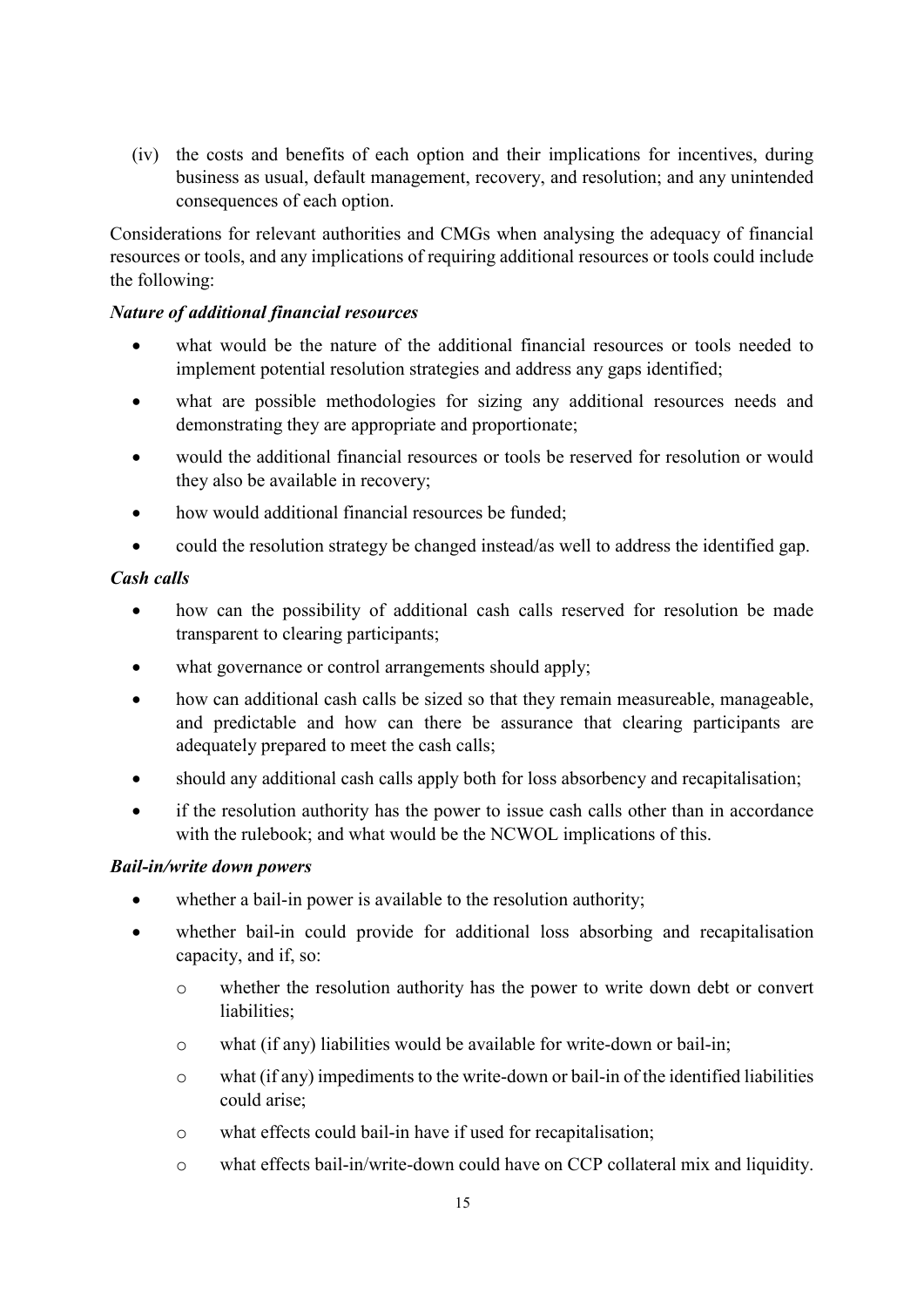(iv) the costs and benefits of each option and their implications for incentives, during business as usual, default management, recovery, and resolution; and any unintended consequences of each option.

Considerations for relevant authorities and CMGs when analysing the adequacy of financial resources or tools, and any implications of requiring additional resources or tools could include the following:

***Nature of additional financial resources***

- what would be the nature of the additional financial resources or tools needed to implement potential resolution strategies and address any gaps identified;
- what are possible methodologies for sizing any additional resources needs and demonstrating they are appropriate and proportionate;
- would the additional financial resources or tools be reserved for resolution or would they also be available in recovery;
- how would additional financial resources be funded;
- could the resolution strategy be changed instead/as well to address the identified gap.

***Cash calls***

- how can the possibility of additional cash calls reserved for resolution be made transparent to clearing participants;
- what governance or control arrangements should apply;
- how can additional cash calls be sized so that they remain measureable, manageable, and predictable and how can there be assurance that clearing participants are adequately prepared to meet the cash calls;
- should any additional cash calls apply both for loss absorbency and recapitalisation;
- if the resolution authority has the power to issue cash calls other than in accordance with the rulebook; and what would be the NCWOL implications of this.

***Bail-in/write down powers***

- whether a bail-in power is available to the resolution authority;
- whether bail-in could provide for additional loss absorbing and recapitalisation capacity, and if, so:
  - whether the resolution authority has the power to write down debt or convert liabilities;
  - what (if any) liabilities would be available for write-down or bail-in;
  - what (if any) impediments to the write-down or bail-in of the identified liabilities could arise;
  - what effects could bail-in have if used for recapitalisation;
  - what effects bail-in/write-down could have on CCP collateral mix and liquidity.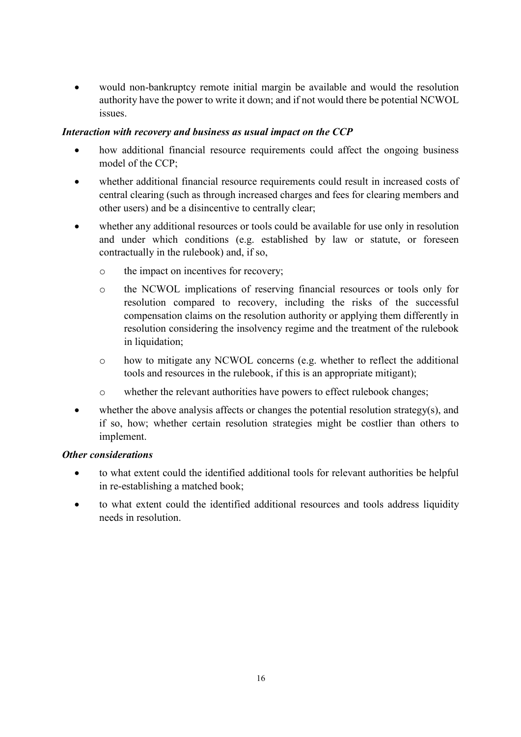- would non-bankruptcy remote initial margin be available and would the resolution authority have the power to write it down; and if not would there be potential NCWOL issues.

***Interaction with recovery and business as usual impact on the CCP***

- how additional financial resource requirements could affect the ongoing business model of the CCP;
- whether additional financial resource requirements could result in increased costs of central clearing (such as through increased charges and fees for clearing members and other users) and be a disincentive to centrally clear;
- whether any additional resources or tools could be available for use only in resolution and under which conditions (e.g. established by law or statute, or foreseen contractually in the rulebook) and, if so,
  - the impact on incentives for recovery;
  - the NCWOL implications of reserving financial resources or tools only for resolution compared to recovery, including the risks of the successful compensation claims on the resolution authority or applying them differently in resolution considering the insolvency regime and the treatment of the rulebook in liquidation;
  - how to mitigate any NCWOL concerns (e.g. whether to reflect the additional tools and resources in the rulebook, if this is an appropriate mitigant);
  - whether the relevant authorities have powers to effect rulebook changes;
- whether the above analysis affects or changes the potential resolution strategy(s), and if so, how; whether certain resolution strategies might be costlier than others to implement.

***Other considerations***

- to what extent could the identified additional tools for relevant authorities be helpful in re-establishing a matched book;
- to what extent could the identified additional resources and tools address liquidity needs in resolution.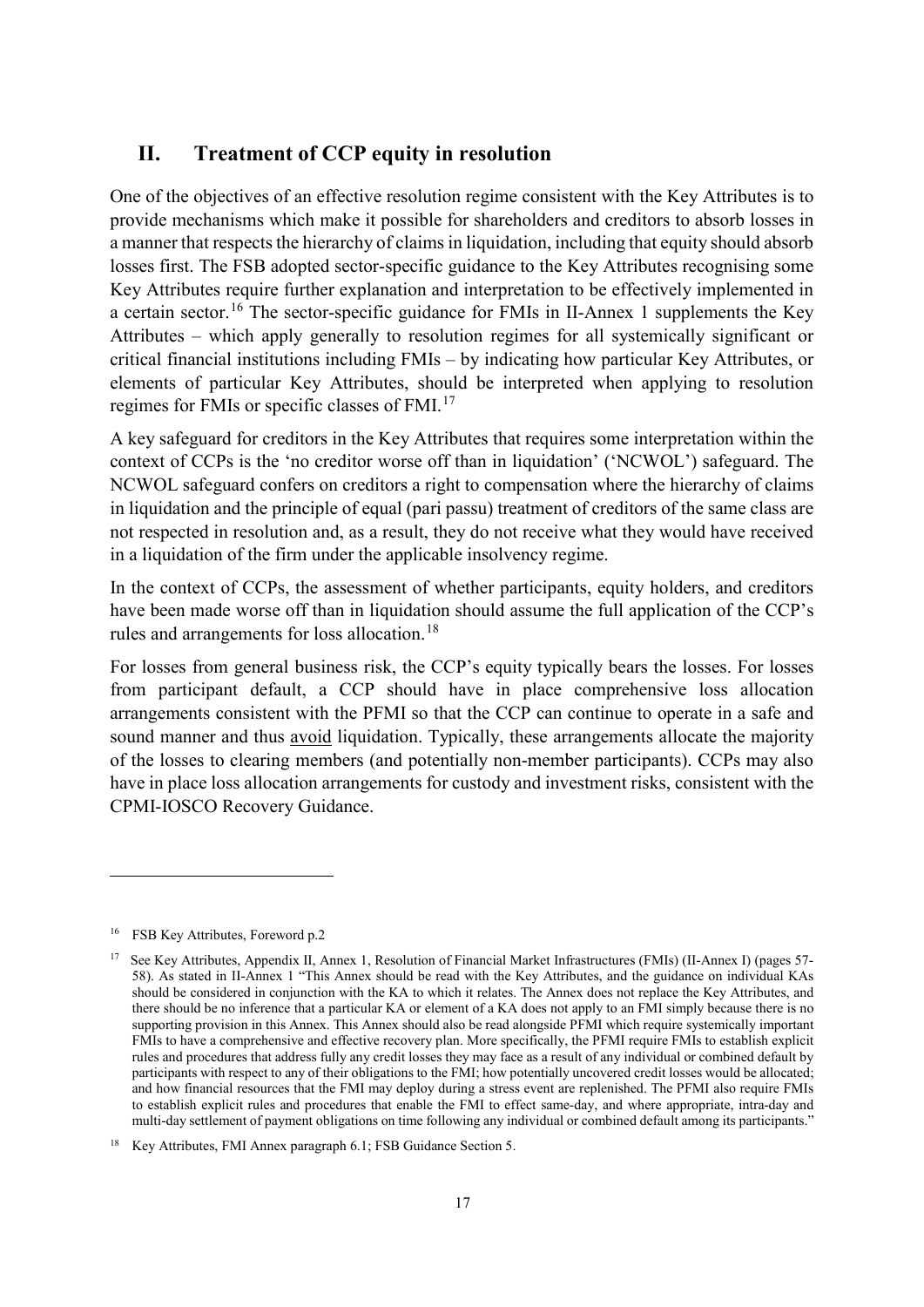## II. Treatment of CCP equity in resolution

One of the objectives of an effective resolution regime consistent with the Key Attributes is to provide mechanisms which make it possible for shareholders and creditors to absorb losses in a manner that respects the hierarchy of claims in liquidation, including that equity should absorb losses first. The FSB adopted sector-specific guidance to the Key Attributes recognising some Key Attributes require further explanation and interpretation to be effectively implemented in a certain sector.[16] The sector-specific guidance for FMIs in II-Annex 1 supplements the Key Attributes – which apply generally to resolution regimes for all systemically significant or critical financial institutions including FMIs – by indicating how particular Key Attributes, or elements of particular Key Attributes, should be interpreted when applying to resolution regimes for FMIs or specific classes of FMI.[17]

A key safeguard for creditors in the Key Attributes that requires some interpretation within the context of CCPs is the 'no creditor worse off than in liquidation' ('NCWOL') safeguard. The NCWOL safeguard confers on creditors a right to compensation where the hierarchy of claims in liquidation and the principle of equal (pari passu) treatment of creditors of the same class are not respected in resolution and, as a result, they do not receive what they would have received in a liquidation of the firm under the applicable insolvency regime.

In the context of CCPs, the assessment of whether participants, equity holders, and creditors have been made worse off than in liquidation should assume the full application of the CCP's rules and arrangements for loss allocation.[18]

For losses from general business risk, the CCP's equity typically bears the losses. For losses from participant default, a CCP should have in place comprehensive loss allocation arrangements consistent with the PFMI so that the CCP can continue to operate in a safe and sound manner and thus avoid liquidation. Typically, these arrangements allocate the majority of the losses to clearing members (and potentially non-member participants). CCPs may also have in place loss allocation arrangements for custody and investment risks, consistent with the CPMI-IOSCO Recovery Guidance.

---

[16] FSB Key Attributes, Foreword p.2

[17] See Key Attributes, Appendix II, Annex 1, Resolution of Financial Market Infrastructures (FMIs) (II-Annex I) (pages 57-58). As stated in II-Annex 1 "This Annex should be read with the Key Attributes, and the guidance on individual KAs should be considered in conjunction with the KA to which it relates. The Annex does not replace the Key Attributes, and there should be no inference that a particular KA or element of a KA does not apply to an FMI simply because there is no supporting provision in this Annex. This Annex should also be read alongside PFMI which require systemically important FMIs to have a comprehensive and effective recovery plan. More specifically, the PFMI require FMIs to establish explicit rules and procedures that address fully any credit losses they may face as a result of any individual or combined default by participants with respect to any of their obligations to the FMI; how potentially uncovered credit losses would be allocated; and how financial resources that the FMI may deploy during a stress event are replenished. The PFMI also require FMIs to establish explicit rules and procedures that enable the FMI to effect same-day, and where appropriate, intra-day and multi-day settlement of payment obligations on time following any individual or combined default among its participants."

[18] Key Attributes, FMI Annex paragraph 6.1; FSB Guidance Section 5.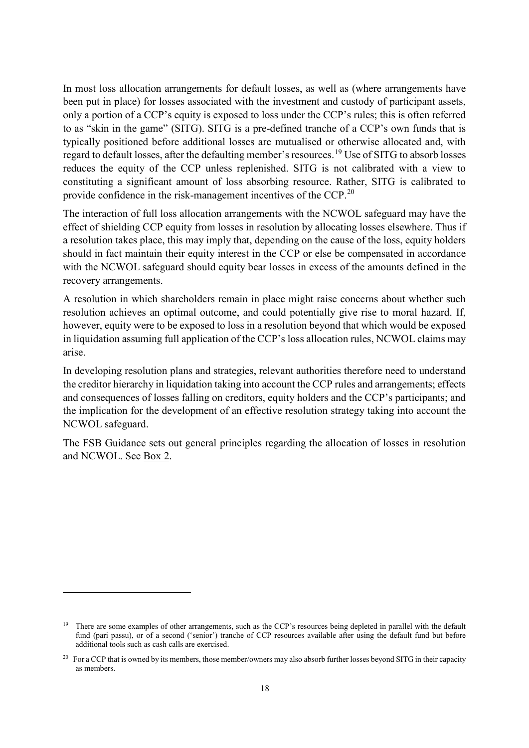In most loss allocation arrangements for default losses, as well as (where arrangements have been put in place) for losses associated with the investment and custody of participant assets, only a portion of a CCP's equity is exposed to loss under the CCP's rules; this is often referred to as "skin in the game" (SITG). SITG is a pre-defined tranche of a CCP's own funds that is typically positioned before additional losses are mutualised or otherwise allocated and, with regard to default losses, after the defaulting member's resources.[19] Use of SITG to absorb losses reduces the equity of the CCP unless replenished. SITG is not calibrated with a view to constituting a significant amount of loss absorbing resource. Rather, SITG is calibrated to provide confidence in the risk-management incentives of the CCP.[20]

The interaction of full loss allocation arrangements with the NCWOL safeguard may have the effect of shielding CCP equity from losses in resolution by allocating losses elsewhere. Thus if a resolution takes place, this may imply that, depending on the cause of the loss, equity holders should in fact maintain their equity interest in the CCP or else be compensated in accordance with the NCWOL safeguard should equity bear losses in excess of the amounts defined in the recovery arrangements.

A resolution in which shareholders remain in place might raise concerns about whether such resolution achieves an optimal outcome, and could potentially give rise to moral hazard. If, however, equity were to be exposed to loss in a resolution beyond that which would be exposed in liquidation assuming full application of the CCP's loss allocation rules, NCWOL claims may arise.

In developing resolution plans and strategies, relevant authorities therefore need to understand the creditor hierarchy in liquidation taking into account the CCP rules and arrangements; effects and consequences of losses falling on creditors, equity holders and the CCP's participants; and the implication for the development of an effective resolution strategy taking into account the NCWOL safeguard.

The FSB Guidance sets out general principles regarding the allocation of losses in resolution and NCWOL. See Box 2.

---

[19] There are some examples of other arrangements, such as the CCP's resources being depleted in parallel with the default fund (pari passu), or of a second ('senior') tranche of CCP resources available after using the default fund but before additional tools such as cash calls are exercised.

[20] For a CCP that is owned by its members, those member/owners may also absorb further losses beyond SITG in their capacity as members.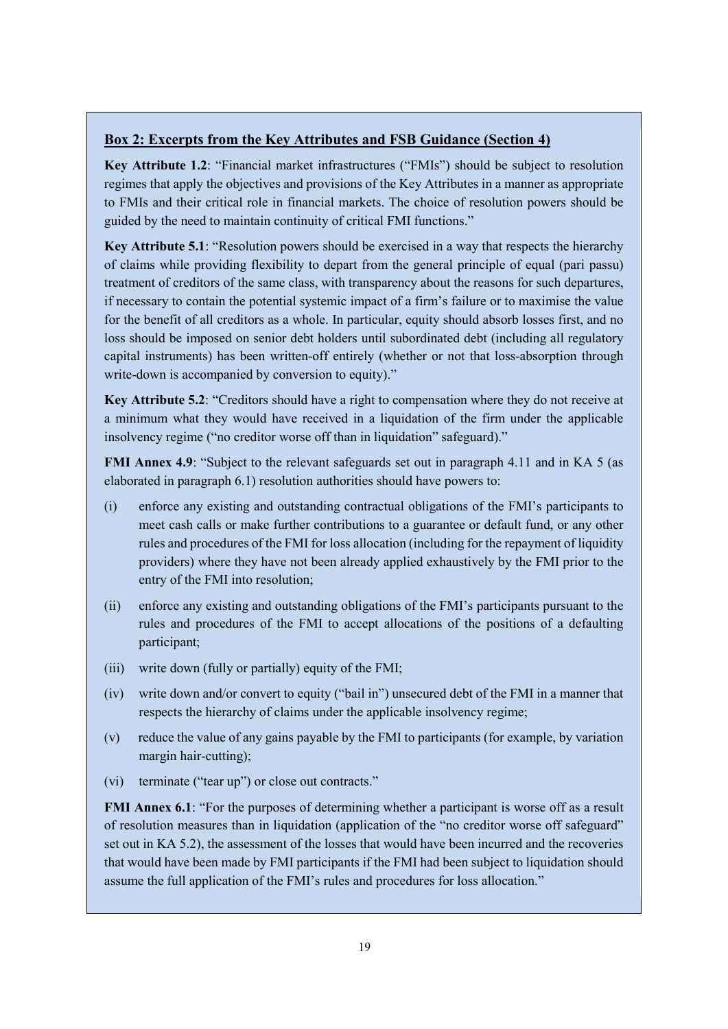**Box 2: Excerpts from the Key Attributes and FSB Guidance (Section 4)**

**Key Attribute 1.2**: "Financial market infrastructures ("FMIs") should be subject to resolution regimes that apply the objectives and provisions of the Key Attributes in a manner as appropriate to FMIs and their critical role in financial markets. The choice of resolution powers should be guided by the need to maintain continuity of critical FMI functions."

**Key Attribute 5.1**: "Resolution powers should be exercised in a way that respects the hierarchy of claims while providing flexibility to depart from the general principle of equal (pari passu) treatment of creditors of the same class, with transparency about the reasons for such departures, if necessary to contain the potential systemic impact of a firm's failure or to maximise the value for the benefit of all creditors as a whole. In particular, equity should absorb losses first, and no loss should be imposed on senior debt holders until subordinated debt (including all regulatory capital instruments) has been written-off entirely (whether or not that loss-absorption through write-down is accompanied by conversion to equity)."

**Key Attribute 5.2**: "Creditors should have a right to compensation where they do not receive at a minimum what they would have received in a liquidation of the firm under the applicable insolvency regime ("no creditor worse off than in liquidation" safeguard)."

**FMI Annex 4.9**: "Subject to the relevant safeguards set out in paragraph 4.11 and in KA 5 (as elaborated in paragraph 6.1) resolution authorities should have powers to:

(i) enforce any existing and outstanding contractual obligations of the FMI's participants to meet cash calls or make further contributions to a guarantee or default fund, or any other rules and procedures of the FMI for loss allocation (including for the repayment of liquidity providers) where they have not been already applied exhaustively by the FMI prior to the entry of the FMI into resolution;

(ii) enforce any existing and outstanding obligations of the FMI's participants pursuant to the rules and procedures of the FMI to accept allocations of the positions of a defaulting participant;

(iii) write down (fully or partially) equity of the FMI;

(iv) write down and/or convert to equity ("bail in") unsecured debt of the FMI in a manner that respects the hierarchy of claims under the applicable insolvency regime;

(v) reduce the value of any gains payable by the FMI to participants (for example, by variation margin hair-cutting);

(vi) terminate ("tear up") or close out contracts."

**FMI Annex 6.1**: "For the purposes of determining whether a participant is worse off as a result of resolution measures than in liquidation (application of the "no creditor worse off safeguard" set out in KA 5.2), the assessment of the losses that would have been incurred and the recoveries that would have been made by FMI participants if the FMI had been subject to liquidation should assume the full application of the FMI's rules and procedures for loss allocation."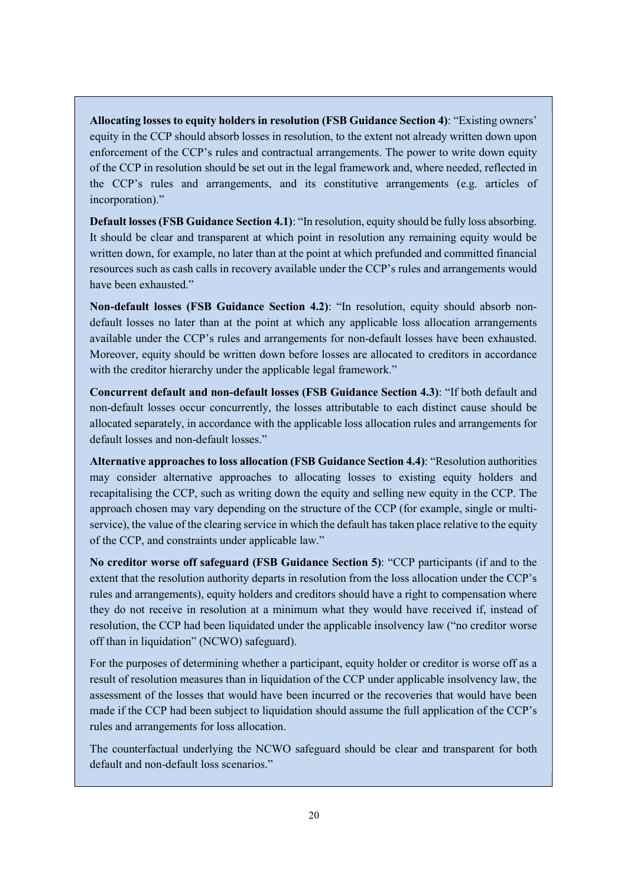**Allocating losses to equity holders in resolution (FSB Guidance Section 4)**: "Existing owners' equity in the CCP should absorb losses in resolution, to the extent not already written down upon enforcement of the CCP's rules and contractual arrangements. The power to write down equity of the CCP in resolution should be set out in the legal framework and, where needed, reflected in the CCP's rules and arrangements, and its constitutive arrangements (e.g. articles of incorporation)."

**Default losses (FSB Guidance Section 4.1)**: "In resolution, equity should be fully loss absorbing. It should be clear and transparent at which point in resolution any remaining equity would be written down, for example, no later than at the point at which prefunded and committed financial resources such as cash calls in recovery available under the CCP's rules and arrangements would have been exhausted."

**Non-default losses (FSB Guidance Section 4.2)**: "In resolution, equity should absorb non-default losses no later than at the point at which any applicable loss allocation arrangements available under the CCP's rules and arrangements for non-default losses have been exhausted. Moreover, equity should be written down before losses are allocated to creditors in accordance with the creditor hierarchy under the applicable legal framework."

**Concurrent default and non-default losses (FSB Guidance Section 4.3)**: "If both default and non-default losses occur concurrently, the losses attributable to each distinct cause should be allocated separately, in accordance with the applicable loss allocation rules and arrangements for default losses and non-default losses."

**Alternative approaches to loss allocation (FSB Guidance Section 4.4)**: "Resolution authorities may consider alternative approaches to allocating losses to existing equity holders and recapitalising the CCP, such as writing down the equity and selling new equity in the CCP. The approach chosen may vary depending on the structure of the CCP (for example, single or multi-service), the value of the clearing service in which the default has taken place relative to the equity of the CCP, and constraints under applicable law."

**No creditor worse off safeguard (FSB Guidance Section 5)**: "CCP participants (if and to the extent that the resolution authority departs in resolution from the loss allocation under the CCP's rules and arrangements), equity holders and creditors should have a right to compensation where they do not receive in resolution at a minimum what they would have received if, instead of resolution, the CCP had been liquidated under the applicable insolvency law ("no creditor worse off than in liquidation" (NCWO) safeguard).

For the purposes of determining whether a participant, equity holder or creditor is worse off as a result of resolution measures than in liquidation of the CCP under applicable insolvency law, the assessment of the losses that would have been incurred or the recoveries that would have been made if the CCP had been subject to liquidation should assume the full application of the CCP's rules and arrangements for loss allocation.

The counterfactual underlying the NCWO safeguard should be clear and transparent for both default and non-default loss scenarios."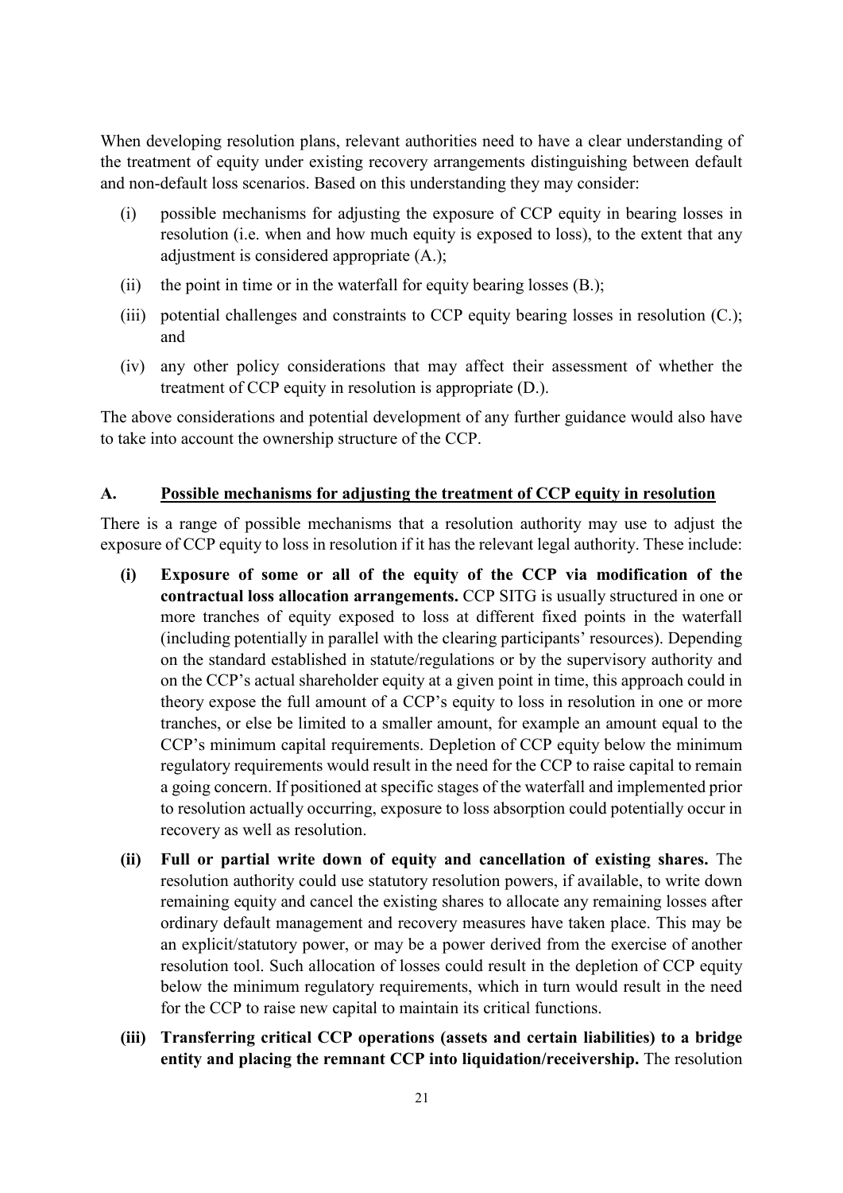When developing resolution plans, relevant authorities need to have a clear understanding of the treatment of equity under existing recovery arrangements distinguishing between default and non-default loss scenarios. Based on this understanding they may consider:

(i) possible mechanisms for adjusting the exposure of CCP equity in bearing losses in resolution (i.e. when and how much equity is exposed to loss), to the extent that any adjustment is considered appropriate (A.);

(ii) the point in time or in the waterfall for equity bearing losses (B.);

(iii) potential challenges and constraints to CCP equity bearing losses in resolution (C.); and

(iv) any other policy considerations that may affect their assessment of whether the treatment of CCP equity in resolution is appropriate (D.).

The above considerations and potential development of any further guidance would also have to take into account the ownership structure of the CCP.

## A. Possible mechanisms for adjusting the treatment of CCP equity in resolution

There is a range of possible mechanisms that a resolution authority may use to adjust the exposure of CCP equity to loss in resolution if it has the relevant legal authority. These include:

**(i) Exposure of some or all of the equity of the CCP via modification of the contractual loss allocation arrangements.** CCP SITG is usually structured in one or more tranches of equity exposed to loss at different fixed points in the waterfall (including potentially in parallel with the clearing participants' resources). Depending on the standard established in statute/regulations or by the supervisory authority and on the CCP's actual shareholder equity at a given point in time, this approach could in theory expose the full amount of a CCP's equity to loss in resolution in one or more tranches, or else be limited to a smaller amount, for example an amount equal to the CCP's minimum capital requirements. Depletion of CCP equity below the minimum regulatory requirements would result in the need for the CCP to raise capital to remain a going concern. If positioned at specific stages of the waterfall and implemented prior to resolution actually occurring, exposure to loss absorption could potentially occur in recovery as well as resolution.

**(ii) Full or partial write down of equity and cancellation of existing shares.** The resolution authority could use statutory resolution powers, if available, to write down remaining equity and cancel the existing shares to allocate any remaining losses after ordinary default management and recovery measures have taken place. This may be an explicit/statutory power, or may be a power derived from the exercise of another resolution tool. Such allocation of losses could result in the depletion of CCP equity below the minimum regulatory requirements, which in turn would result in the need for the CCP to raise new capital to maintain its critical functions.

**(iii) Transferring critical CCP operations (assets and certain liabilities) to a bridge entity and placing the remnant CCP into liquidation/receivership.** The resolution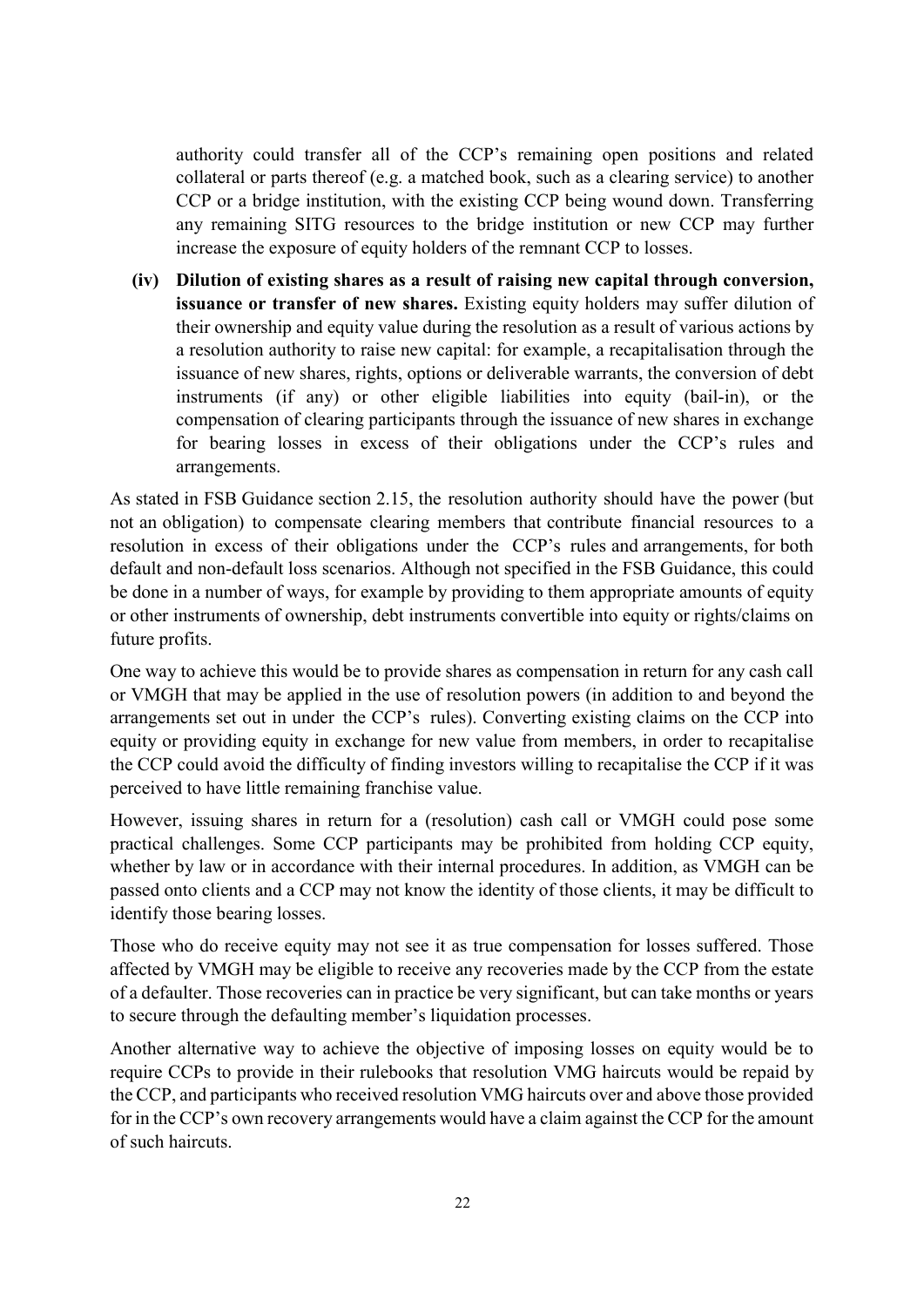authority could transfer all of the CCP's remaining open positions and related collateral or parts thereof (e.g. a matched book, such as a clearing service) to another CCP or a bridge institution, with the existing CCP being wound down. Transferring any remaining SITG resources to the bridge institution or new CCP may further increase the exposure of equity holders of the remnant CCP to losses.

**(iv) Dilution of existing shares as a result of raising new capital through conversion, issuance or transfer of new shares.** Existing equity holders may suffer dilution of their ownership and equity value during the resolution as a result of various actions by a resolution authority to raise new capital: for example, a recapitalisation through the issuance of new shares, rights, options or deliverable warrants, the conversion of debt instruments (if any) or other eligible liabilities into equity (bail-in), or the compensation of clearing participants through the issuance of new shares in exchange for bearing losses in excess of their obligations under the CCP's rules and arrangements.

As stated in FSB Guidance section 2.15, the resolution authority should have the power (but not an obligation) to compensate clearing members that contribute financial resources to a resolution in excess of their obligations under the CCP's rules and arrangements, for both default and non-default loss scenarios. Although not specified in the FSB Guidance, this could be done in a number of ways, for example by providing to them appropriate amounts of equity or other instruments of ownership, debt instruments convertible into equity or rights/claims on future profits.

One way to achieve this would be to provide shares as compensation in return for any cash call or VMGH that may be applied in the use of resolution powers (in addition to and beyond the arrangements set out in under the CCP's rules). Converting existing claims on the CCP into equity or providing equity in exchange for new value from members, in order to recapitalise the CCP could avoid the difficulty of finding investors willing to recapitalise the CCP if it was perceived to have little remaining franchise value.

However, issuing shares in return for a (resolution) cash call or VMGH could pose some practical challenges. Some CCP participants may be prohibited from holding CCP equity, whether by law or in accordance with their internal procedures. In addition, as VMGH can be passed onto clients and a CCP may not know the identity of those clients, it may be difficult to identify those bearing losses.

Those who do receive equity may not see it as true compensation for losses suffered. Those affected by VMGH may be eligible to receive any recoveries made by the CCP from the estate of a defaulter. Those recoveries can in practice be very significant, but can take months or years to secure through the defaulting member's liquidation processes.

Another alternative way to achieve the objective of imposing losses on equity would be to require CCPs to provide in their rulebooks that resolution VMG haircuts would be repaid by the CCP, and participants who received resolution VMG haircuts over and above those provided for in the CCP's own recovery arrangements would have a claim against the CCP for the amount of such haircuts.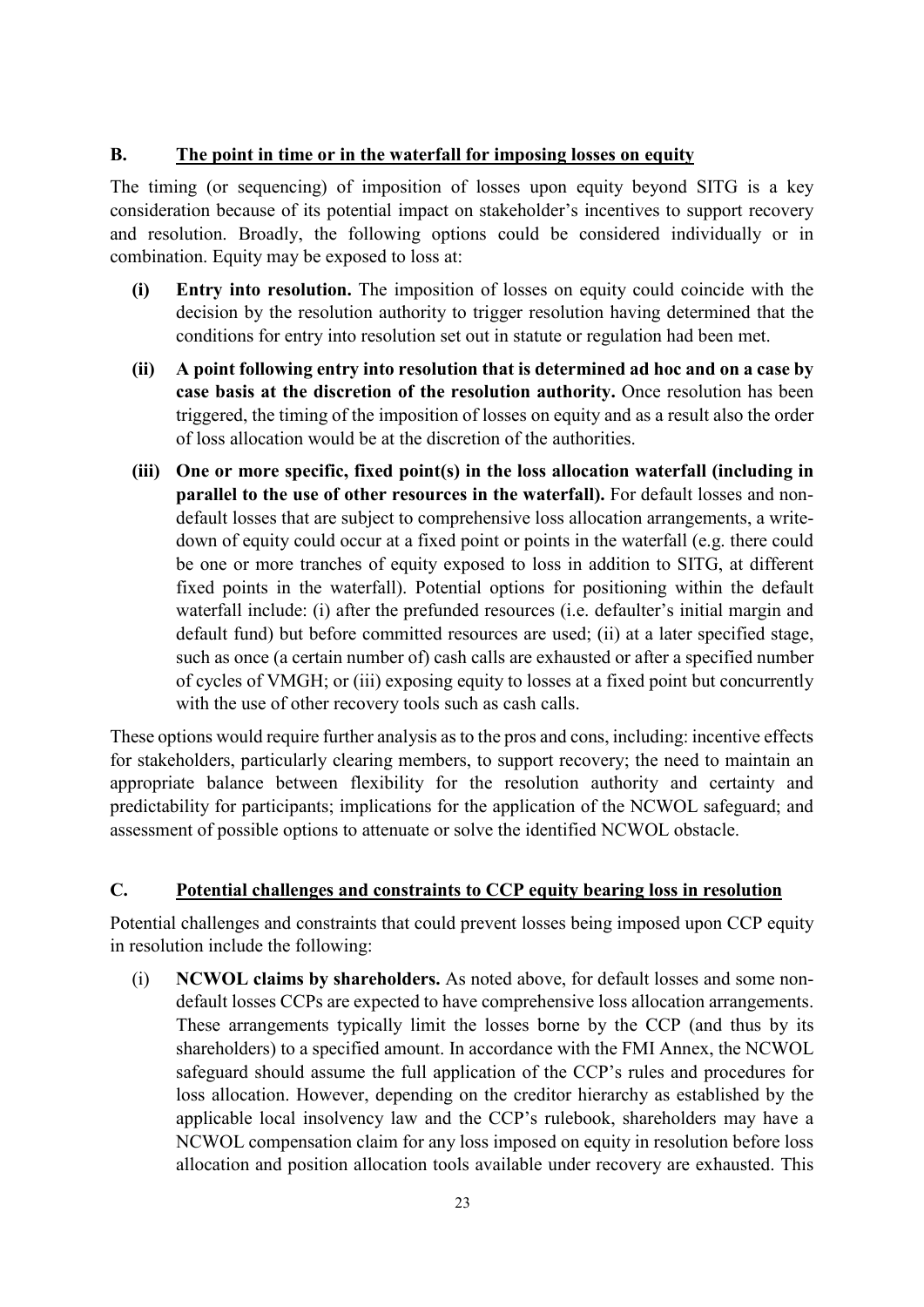## B. The point in time or in the waterfall for imposing losses on equity

The timing (or sequencing) of imposition of losses upon equity beyond SITG is a key consideration because of its potential impact on stakeholder's incentives to support recovery and resolution. Broadly, the following options could be considered individually or in combination. Equity may be exposed to loss at:

**(i) Entry into resolution.** The imposition of losses on equity could coincide with the decision by the resolution authority to trigger resolution having determined that the conditions for entry into resolution set out in statute or regulation had been met.

**(ii) A point following entry into resolution that is determined ad hoc and on a case by case basis at the discretion of the resolution authority.** Once resolution has been triggered, the timing of the imposition of losses on equity and as a result also the order of loss allocation would be at the discretion of the authorities.

**(iii) One or more specific, fixed point(s) in the loss allocation waterfall (including in parallel to the use of other resources in the waterfall).** For default losses and non-default losses that are subject to comprehensive loss allocation arrangements, a write-down of equity could occur at a fixed point or points in the waterfall (e.g. there could be one or more tranches of equity exposed to loss in addition to SITG, at different fixed points in the waterfall). Potential options for positioning within the default waterfall include: (i) after the prefunded resources (i.e. defaulter's initial margin and default fund) but before committed resources are used; (ii) at a later specified stage, such as once (a certain number of) cash calls are exhausted or after a specified number of cycles of VMGH; or (iii) exposing equity to losses at a fixed point but concurrently with the use of other recovery tools such as cash calls.

These options would require further analysis as to the pros and cons, including: incentive effects for stakeholders, particularly clearing members, to support recovery; the need to maintain an appropriate balance between flexibility for the resolution authority and certainty and predictability for participants; implications for the application of the NCWOL safeguard; and assessment of possible options to attenuate or solve the identified NCWOL obstacle.

## C. Potential challenges and constraints to CCP equity bearing loss in resolution

Potential challenges and constraints that could prevent losses being imposed upon CCP equity in resolution include the following:

(i) **NCWOL claims by shareholders.** As noted above, for default losses and some non-default losses CCPs are expected to have comprehensive loss allocation arrangements. These arrangements typically limit the losses borne by the CCP (and thus by its shareholders) to a specified amount. In accordance with the FMI Annex, the NCWOL safeguard should assume the full application of the CCP's rules and procedures for loss allocation. However, depending on the creditor hierarchy as established by the applicable local insolvency law and the CCP's rulebook, shareholders may have a NCWOL compensation claim for any loss imposed on equity in resolution before loss allocation and position allocation tools available under recovery are exhausted. This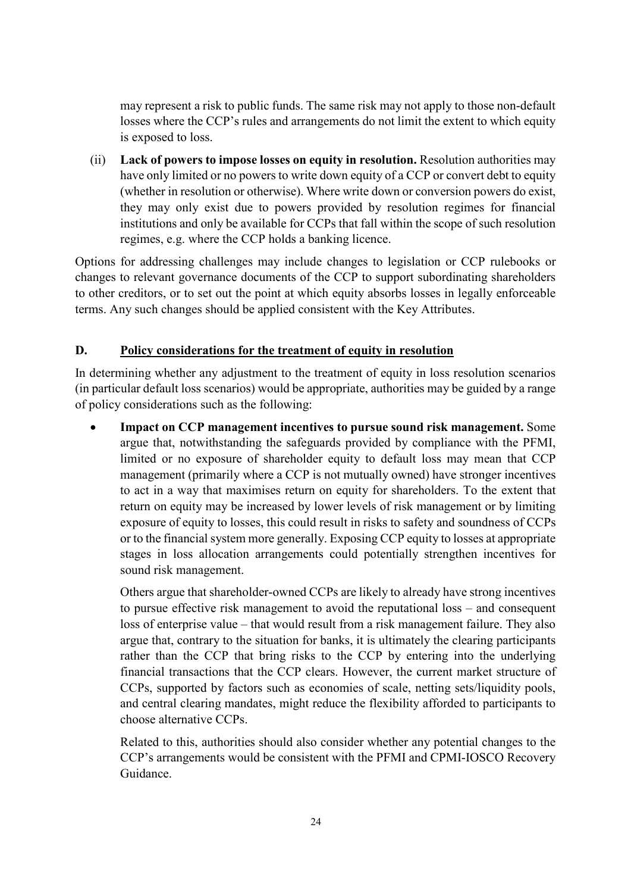may represent a risk to public funds. The same risk may not apply to those non-default losses where the CCP's rules and arrangements do not limit the extent to which equity is exposed to loss.

(ii) **Lack of powers to impose losses on equity in resolution.** Resolution authorities may have only limited or no powers to write down equity of a CCP or convert debt to equity (whether in resolution or otherwise). Where write down or conversion powers do exist, they may only exist due to powers provided by resolution regimes for financial institutions and only be available for CCPs that fall within the scope of such resolution regimes, e.g. where the CCP holds a banking licence.

Options for addressing challenges may include changes to legislation or CCP rulebooks or changes to relevant governance documents of the CCP to support subordinating shareholders to other creditors, or to set out the point at which equity absorbs losses in legally enforceable terms. Any such changes should be applied consistent with the Key Attributes.

## D. Policy considerations for the treatment of equity in resolution

In determining whether any adjustment to the treatment of equity in loss resolution scenarios (in particular default loss scenarios) would be appropriate, authorities may be guided by a range of policy considerations such as the following:

- **Impact on CCP management incentives to pursue sound risk management.** Some argue that, notwithstanding the safeguards provided by compliance with the PFMI, limited or no exposure of shareholder equity to default loss may mean that CCP management (primarily where a CCP is not mutually owned) have stronger incentives to act in a way that maximises return on equity for shareholders. To the extent that return on equity may be increased by lower levels of risk management or by limiting exposure of equity to losses, this could result in risks to safety and soundness of CCPs or to the financial system more generally. Exposing CCP equity to losses at appropriate stages in loss allocation arrangements could potentially strengthen incentives for sound risk management.

  Others argue that shareholder-owned CCPs are likely to already have strong incentives to pursue effective risk management to avoid the reputational loss – and consequent loss of enterprise value – that would result from a risk management failure. They also argue that, contrary to the situation for banks, it is ultimately the clearing participants rather than the CCP that bring risks to the CCP by entering into the underlying financial transactions that the CCP clears. However, the current market structure of CCPs, supported by factors such as economies of scale, netting sets/liquidity pools, and central clearing mandates, might reduce the flexibility afforded to participants to choose alternative CCPs.

  Related to this, authorities should also consider whether any potential changes to the CCP's arrangements would be consistent with the PFMI and CPMI-IOSCO Recovery Guidance.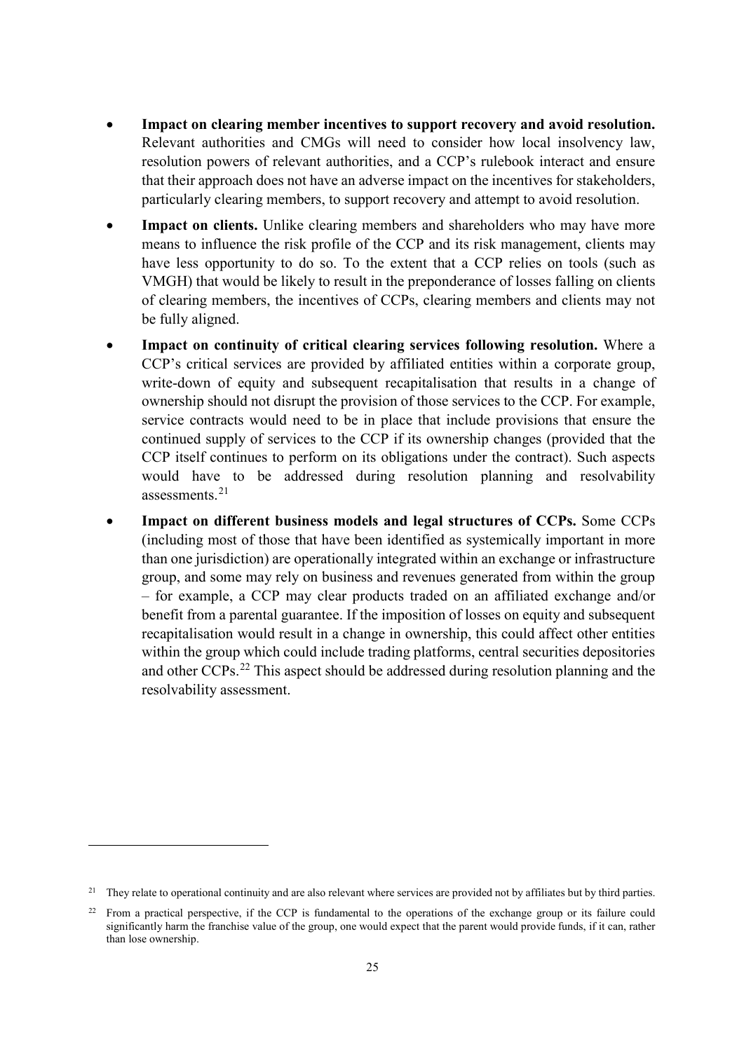- **Impact on clearing member incentives to support recovery and avoid resolution.** Relevant authorities and CMGs will need to consider how local insolvency law, resolution powers of relevant authorities, and a CCP's rulebook interact and ensure that their approach does not have an adverse impact on the incentives for stakeholders, particularly clearing members, to support recovery and attempt to avoid resolution.
- **Impact on clients.** Unlike clearing members and shareholders who may have more means to influence the risk profile of the CCP and its risk management, clients may have less opportunity to do so. To the extent that a CCP relies on tools (such as VMGH) that would be likely to result in the preponderance of losses falling on clients of clearing members, the incentives of CCPs, clearing members and clients may not be fully aligned.
- **Impact on continuity of critical clearing services following resolution.** Where a CCP's critical services are provided by affiliated entities within a corporate group, write-down of equity and subsequent recapitalisation that results in a change of ownership should not disrupt the provision of those services to the CCP. For example, service contracts would need to be in place that include provisions that ensure the continued supply of services to the CCP if its ownership changes (provided that the CCP itself continues to perform on its obligations under the contract). Such aspects would have to be addressed during resolution planning and resolvability assessments.[21]
- **Impact on different business models and legal structures of CCPs.** Some CCPs (including most of those that have been identified as systemically important in more than one jurisdiction) are operationally integrated within an exchange or infrastructure group, and some may rely on business and revenues generated from within the group – for example, a CCP may clear products traded on an affiliated exchange and/or benefit from a parental guarantee. If the imposition of losses on equity and subsequent recapitalisation would result in a change in ownership, this could affect other entities within the group which could include trading platforms, central securities depositories and other CCPs.[22] This aspect should be addressed during resolution planning and the resolvability assessment.

---

[21] They relate to operational continuity and are also relevant where services are provided not by affiliates but by third parties.

[22] From a practical perspective, if the CCP is fundamental to the operations of the exchange group or its failure could significantly harm the franchise value of the group, one would expect that the parent would provide funds, if it can, rather than lose ownership.